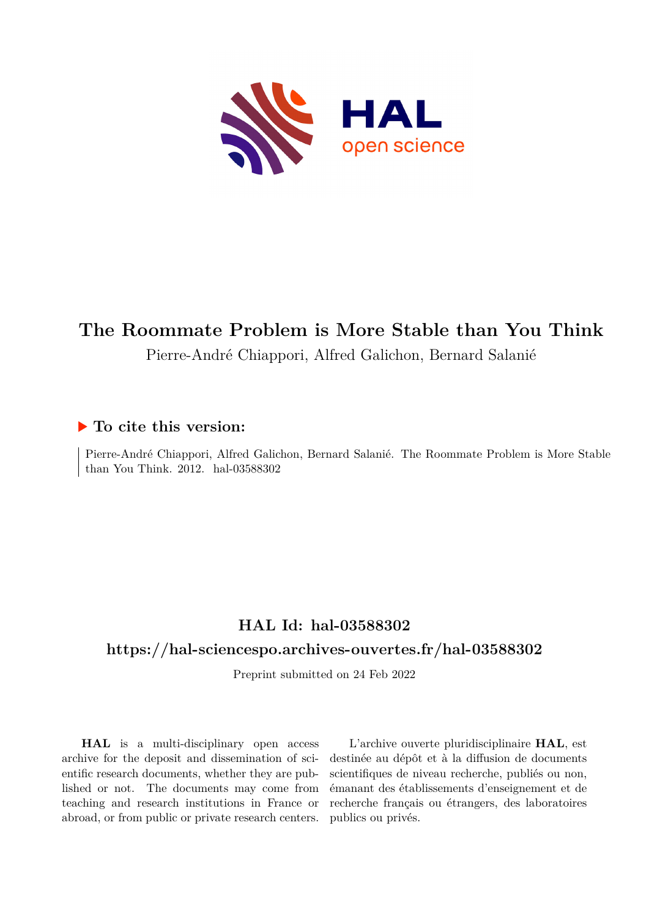# The Roommate Problem is More Stable than You Think

Pierre-André Chiappori, Alfred Galichon, Bernard Salanié

## ▶ To cite this version:

Pierre-André Chiappori, Alfred Galichon, Bernard Salanié. The Roommate Problem is More Stable than You Think. 2012. hal-03588302

## HAL Id: hal-03588302

## https://hal-sciencespo.archives-ouvertes.fr/hal-03588302

Preprint submitted on 24 Feb 2022

**HAL** is a multi-disciplinary open access archive for the deposit and dissemination of scientific research documents, whether they are published or not. The documents may come from teaching and research institutions in France or abroad, or from public or private research centers.

L'archive ouverte pluridisciplinaire **HAL**, est destinée au dépôt et à la diffusion de documents scientifiques de niveau recherche, publiés ou non, émanant des établissements d'enseignement et de recherche français ou étrangers, des laboratoires publics ou privés.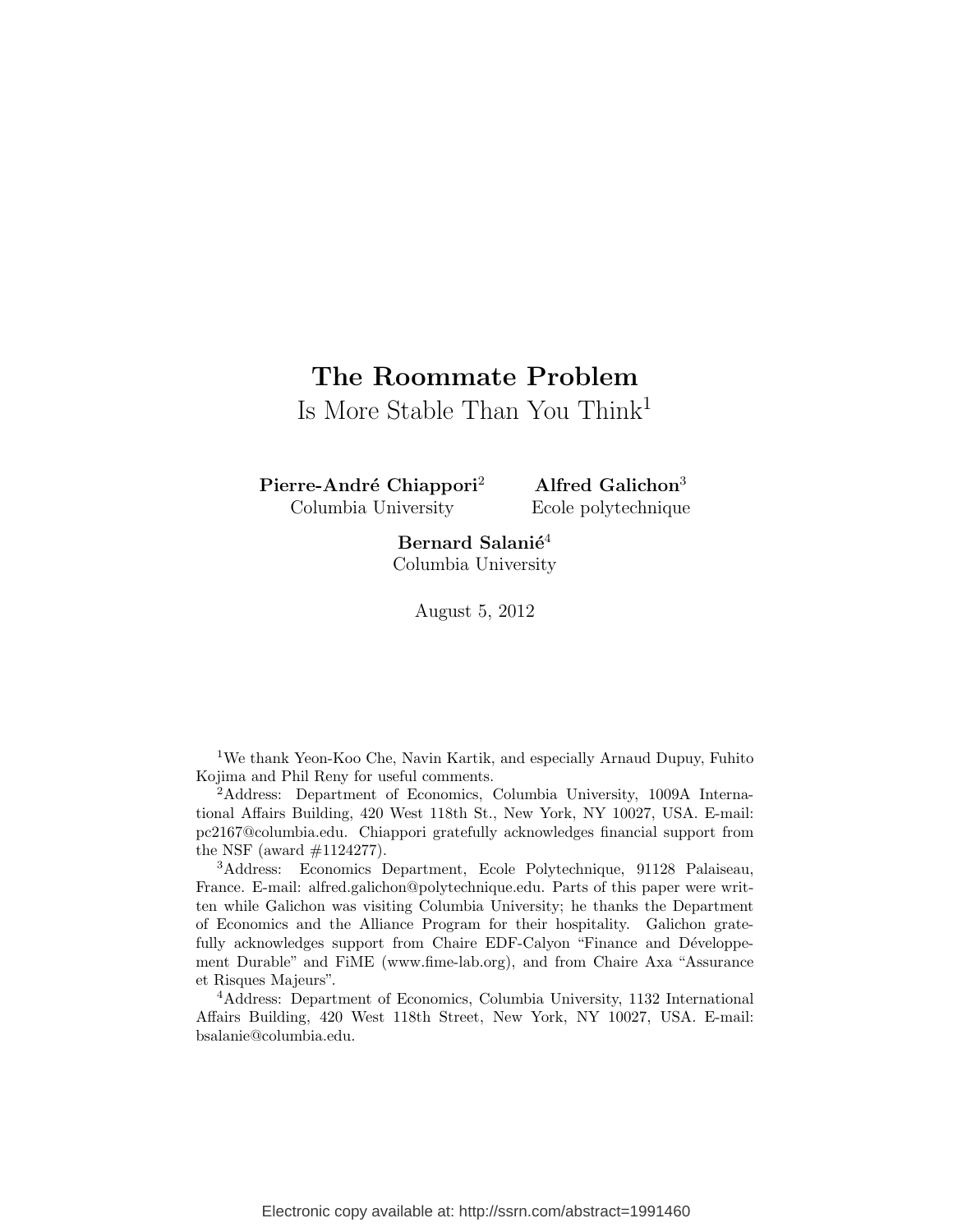# The Roommate Problem

Is More Stable Than You Think[1]

**Pierre-André Chiappori**[2]
Columbia University

**Alfred Galichon**[3]
Ecole polytechnique

**Bernard Salanié**[4]
Columbia University

August 5, 2012

[1] We thank Yeon-Koo Che, Navin Kartik, and especially Arnaud Dupuy, Fuhito Kojima and Phil Reny for useful comments.

[2] Address: Department of Economics, Columbia University, 1009A International Affairs Building, 420 West 118th St., New York, NY 10027, USA. E-mail: pc2167@columbia.edu. Chiappori gratefully acknowledges financial support from the NSF (award #1124277).

[3] Address: Economics Department, Ecole Polytechnique, 91128 Palaiseau, France. E-mail: alfred.galichon@polytechnique.edu. Parts of this paper were written while Galichon was visiting Columbia University; he thanks the Department of Economics and the Alliance Program for their hospitality. Galichon gratefully acknowledges support from Chaire EDF-Calyon "Finance and Développement Durable" and FiME (www.fime-lab.org), and from Chaire Axa "Assurance et Risques Majeurs".

[4] Address: Department of Economics, Columbia University, 1132 International Affairs Building, 420 West 118th Street, New York, NY 10027, USA. E-mail: bsalanie@columbia.edu.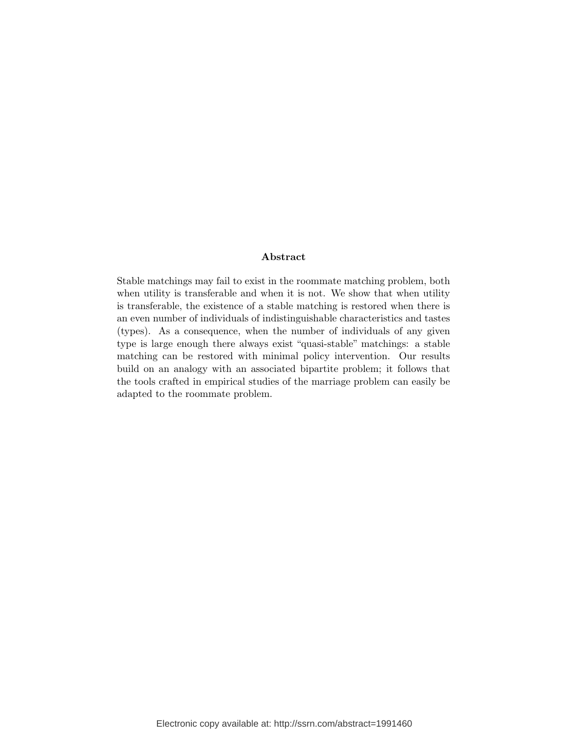## Abstract

Stable matchings may fail to exist in the roommate matching problem, both when utility is transferable and when it is not. We show that when utility is transferable, the existence of a stable matching is restored when there is an even number of individuals of indistinguishable characteristics and tastes (types). As a consequence, when the number of individuals of any given type is large enough there always exist "quasi-stable" matchings: a stable matching can be restored with minimal policy intervention. Our results build on an analogy with an associated bipartite problem; it follows that the tools crafted in empirical studies of the marriage problem can easily be adapted to the roommate problem.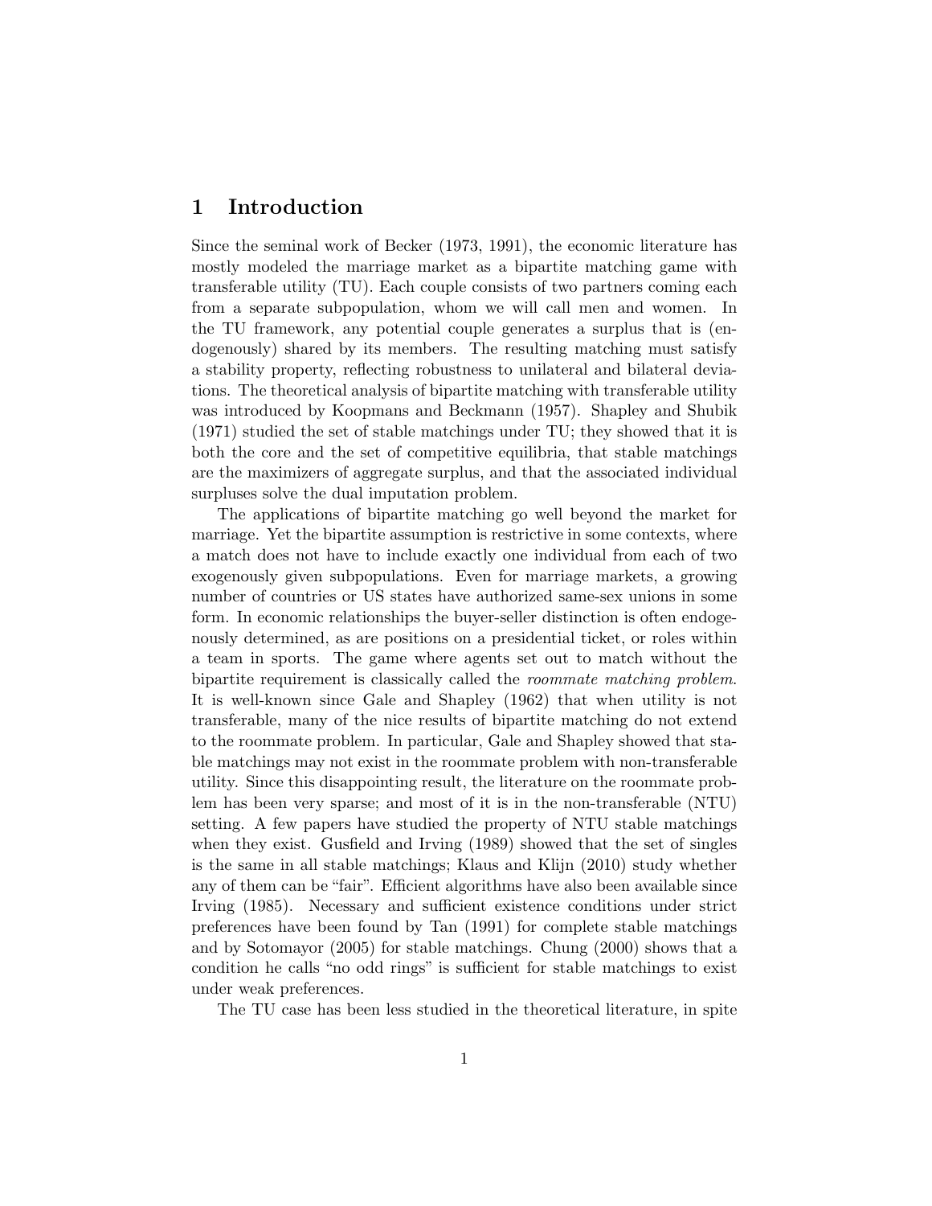# 1 Introduction

Since the seminal work of Becker (1973, 1991), the economic literature has mostly modeled the marriage market as a bipartite matching game with transferable utility (TU). Each couple consists of two partners coming each from a separate subpopulation, whom we will call men and women. In the TU framework, any potential couple generates a surplus that is (endogenously) shared by its members. The resulting matching must satisfy a stability property, reflecting robustness to unilateral and bilateral deviations. The theoretical analysis of bipartite matching with transferable utility was introduced by Koopmans and Beckmann (1957). Shapley and Shubik (1971) studied the set of stable matchings under TU; they showed that it is both the core and the set of competitive equilibria, that stable matchings are the maximizers of aggregate surplus, and that the associated individual surpluses solve the dual imputation problem.

The applications of bipartite matching go well beyond the market for marriage. Yet the bipartite assumption is restrictive in some contexts, where a match does not have to include exactly one individual from each of two exogenously given subpopulations. Even for marriage markets, a growing number of countries or US states have authorized same-sex unions in some form. In economic relationships the buyer-seller distinction is often endogenously determined, as are positions on a presidential ticket, or roles within a team in sports. The game where agents set out to match without the bipartite requirement is classically called the *roommate matching problem*. It is well-known since Gale and Shapley (1962) that when utility is not transferable, many of the nice results of bipartite matching do not extend to the roommate problem. In particular, Gale and Shapley showed that stable matchings may not exist in the roommate problem with non-transferable utility. Since this disappointing result, the literature on the roommate problem has been very sparse; and most of it is in the non-transferable (NTU) setting. A few papers have studied the property of NTU stable matchings when they exist. Gusfield and Irving (1989) showed that the set of singles is the same in all stable matchings; Klaus and Klijn (2010) study whether any of them can be "fair". Efficient algorithms have also been available since Irving (1985). Necessary and sufficient existence conditions under strict preferences have been found by Tan (1991) for complete stable matchings and by Sotomayor (2005) for stable matchings. Chung (2000) shows that a condition he calls "no odd rings" is sufficient for stable matchings to exist under weak preferences.

The TU case has been less studied in the theoretical literature, in spite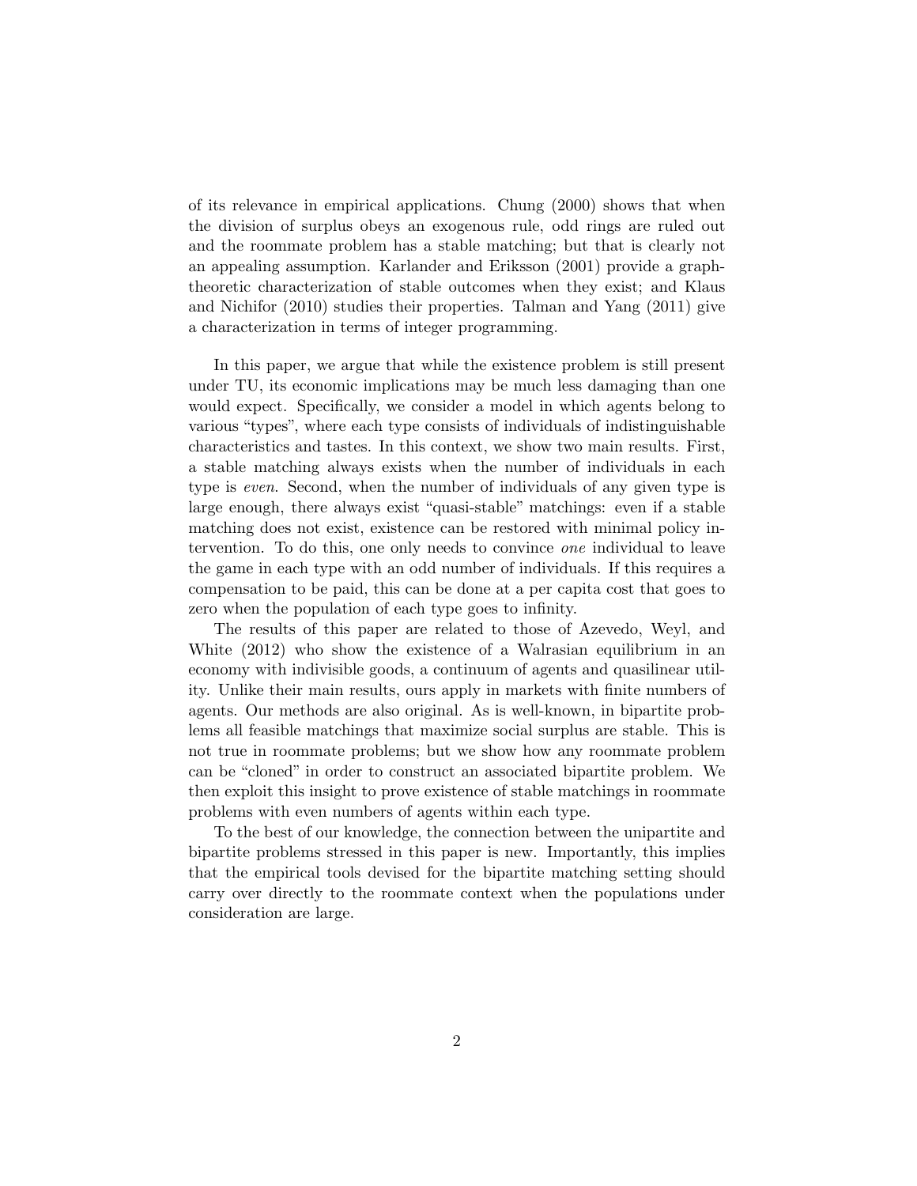of its relevance in empirical applications. Chung (2000) shows that when the division of surplus obeys an exogenous rule, odd rings are ruled out and the roommate problem has a stable matching; but that is clearly not an appealing assumption. Karlander and Eriksson (2001) provide a graph-theoretic characterization of stable outcomes when they exist; and Klaus and Nichifor (2010) studies their properties. Talman and Yang (2011) give a characterization in terms of integer programming.

In this paper, we argue that while the existence problem is still present under TU, its economic implications may be much less damaging than one would expect. Specifically, we consider a model in which agents belong to various "types", where each type consists of individuals of indistinguishable characteristics and tastes. In this context, we show two main results. First, a stable matching always exists when the number of individuals in each type is *even*. Second, when the number of individuals of any given type is large enough, there always exist "quasi-stable" matchings: even if a stable matching does not exist, existence can be restored with minimal policy intervention. To do this, one only needs to convince *one* individual to leave the game in each type with an odd number of individuals. If this requires a compensation to be paid, this can be done at a per capita cost that goes to zero when the population of each type goes to infinity.

The results of this paper are related to those of Azevedo, Weyl, and White (2012) who show the existence of a Walrasian equilibrium in an economy with indivisible goods, a continuum of agents and quasilinear utility. Unlike their main results, ours apply in markets with finite numbers of agents. Our methods are also original. As is well-known, in bipartite problems all feasible matchings that maximize social surplus are stable. This is not true in roommate problems; but we show how any roommate problem can be "cloned" in order to construct an associated bipartite problem. We then exploit this insight to prove existence of stable matchings in roommate problems with even numbers of agents within each type.

To the best of our knowledge, the connection between the unipartite and bipartite problems stressed in this paper is new. Importantly, this implies that the empirical tools devised for the bipartite matching setting should carry over directly to the roommate context when the populations under consideration are large.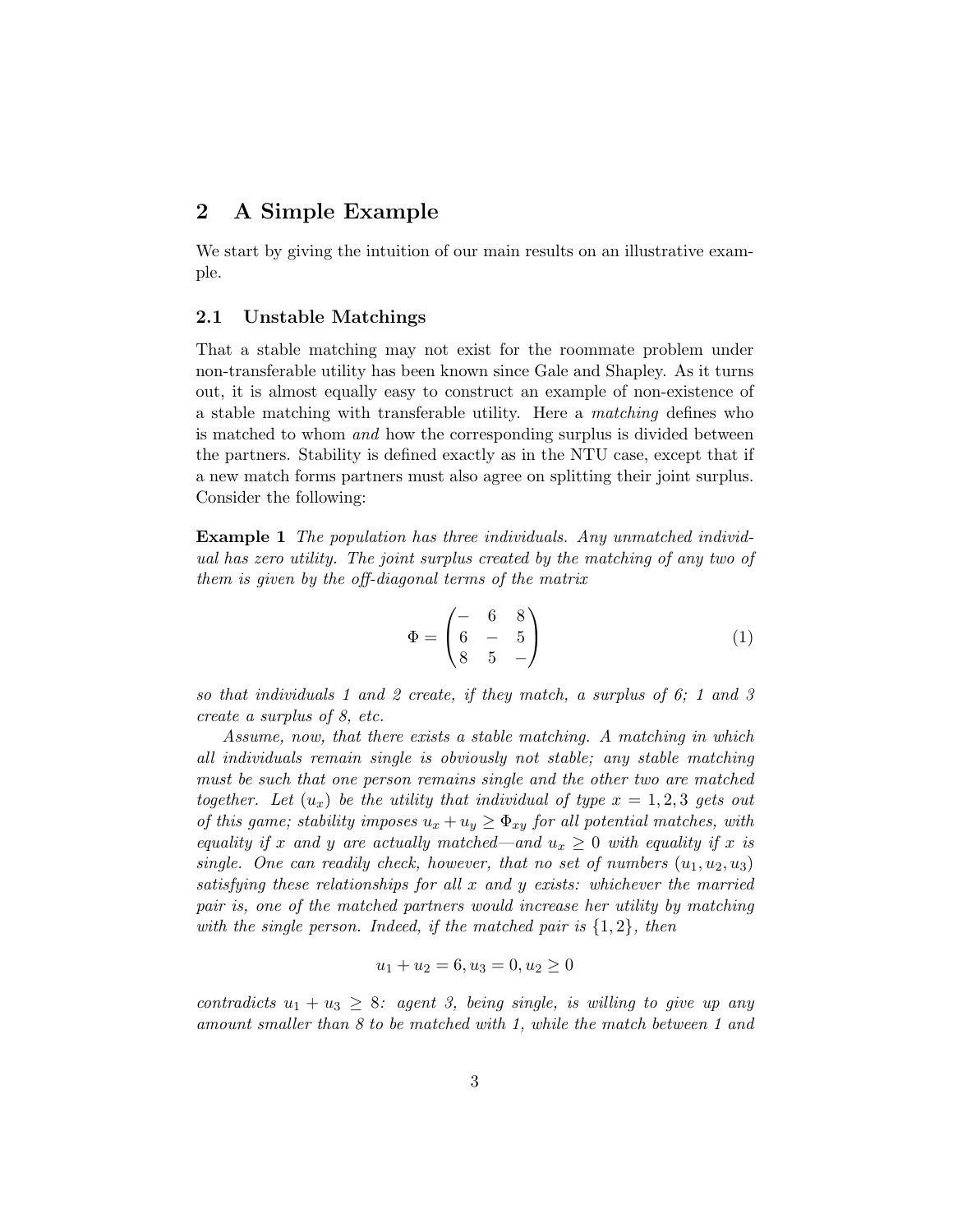## 2 A Simple Example

We start by giving the intuition of our main results on an illustrative example.

### 2.1 Unstable Matchings

That a stable matching may not exist for the roommate problem under non-transferable utility has been known since Gale and Shapley. As it turns out, it is almost equally easy to construct an example of non-existence of a stable matching with transferable utility. Here a *matching* defines who is matched to whom *and* how the corresponding surplus is divided between the partners. Stability is defined exactly as in the NTU case, except that if a new match forms partners must also agree on splitting their joint surplus. Consider the following:

**Example 1** *The population has three individuals. Any unmatched individual has zero utility. The joint surplus created by the matching of any two of them is given by the off-diagonal terms of the matrix*

$$\Phi = \begin{pmatrix} - & 6 & 8 \\ 6 & - & 5 \\ 8 & 5 & - \end{pmatrix} \tag{1}$$

*so that individuals 1 and 2 create, if they match, a surplus of 6; 1 and 3 create a surplus of 8, etc.*

*Assume, now, that there exists a stable matching. A matching in which all individuals remain single is obviously not stable; any stable matching must be such that one person remains single and the other two are matched together. Let $(u_x)$ be the utility that individual of type $x = 1, 2, 3$ gets out of this game; stability imposes $u_x + u_y \geq \Phi_{xy}$ for all potential matches, with equality if $x$ and $y$ are actually matched—and $u_x \geq 0$ with equality if $x$ is single. One can readily check, however, that no set of numbers $(u_1, u_2, u_3)$ satisfying these relationships for all $x$ and $y$ exists: whichever the married pair is, one of the matched partners would increase her utility by matching with the single person. Indeed, if the matched pair is $\{1, 2\}$, then*

$$u_1 + u_2 = 6, u_3 = 0, u_2 \geq 0$$

*contradicts $u_1 + u_3 \geq 8$: agent 3, being single, is willing to give up any amount smaller than 8 to be matched with 1, while the match between 1 and*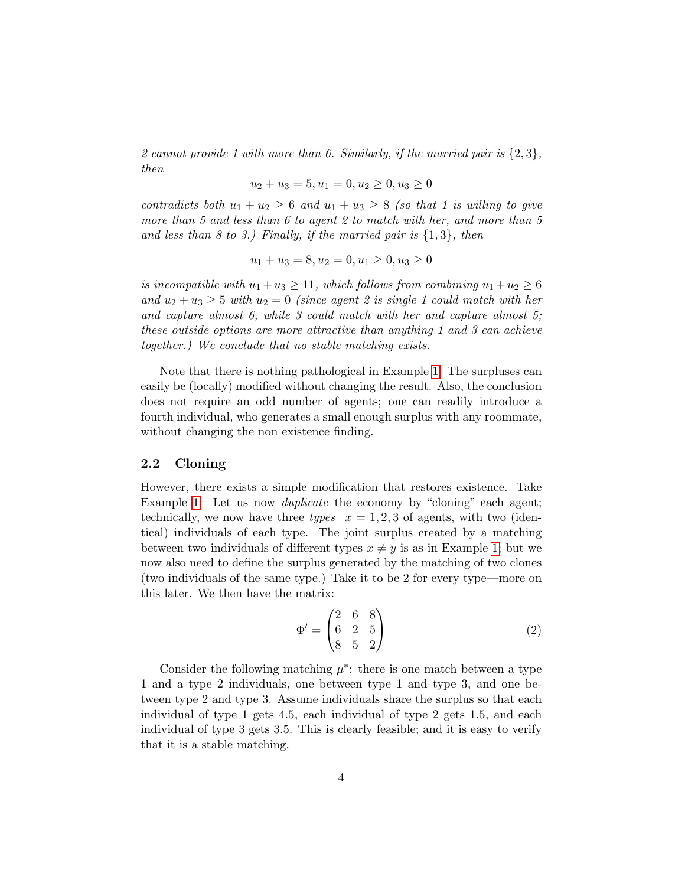*2 cannot provide 1 with more than 6. Similarly, if the married pair is* $\{2, 3\}$*, then*

$$u_2 + u_3 = 5, u_1 = 0, u_2 \geq 0, u_3 \geq 0$$

*contradicts both* $u_1 + u_2 \geq 6$ *and* $u_1 + u_3 \geq 8$ *(so that 1 is willing to give more than 5 and less than 6 to agent 2 to match with her, and more than 5 and less than 8 to 3.) Finally, if the married pair is* $\{1, 3\}$*, then*

$$u_1 + u_3 = 8, u_2 = 0, u_1 \geq 0, u_3 \geq 0$$

*is incompatible with* $u_1 + u_3 \geq 11$*, which follows from combining* $u_1 + u_2 \geq 6$ *and* $u_2 + u_3 \geq 5$ *with* $u_2 = 0$ *(since agent 2 is single 1 could match with her and capture almost 6, while 3 could match with her and capture almost 5; these outside options are more attractive than anything 1 and 3 can achieve together.) We conclude that no stable matching exists.*

Note that there is nothing pathological in Example 1. The surpluses can easily be (locally) modified without changing the result. Also, the conclusion does not require an odd number of agents; one can readily introduce a fourth individual, who generates a small enough surplus with any roommate, without changing the non existence finding.

## 2.2 Cloning

However, there exists a simple modification that restores existence. Take Example 1. Let us now *duplicate* the economy by "cloning" each agent; technically, we now have three *types* $x = 1, 2, 3$ of agents, with two (identical) individuals of each type. The joint surplus created by a matching between two individuals of different types $x \neq y$ is as in Example 1, but we now also need to define the surplus generated by the matching of two clones (two individuals of the same type.) Take it to be 2 for every type—more on this later. We then have the matrix:

$$\Phi' = \begin{pmatrix} 2 & 6 & 8 \\ 6 & 2 & 5 \\ 8 & 5 & 2 \end{pmatrix} \tag{2}$$

Consider the following matching $\mu^*$: there is one match between a type 1 and a type 2 individuals, one between type 1 and type 3, and one between type 2 and type 3. Assume individuals share the surplus so that each individual of type 1 gets 4.5, each individual of type 2 gets 1.5, and each individual of type 3 gets 3.5. This is clearly feasible; and it is easy to verify that it is a stable matching.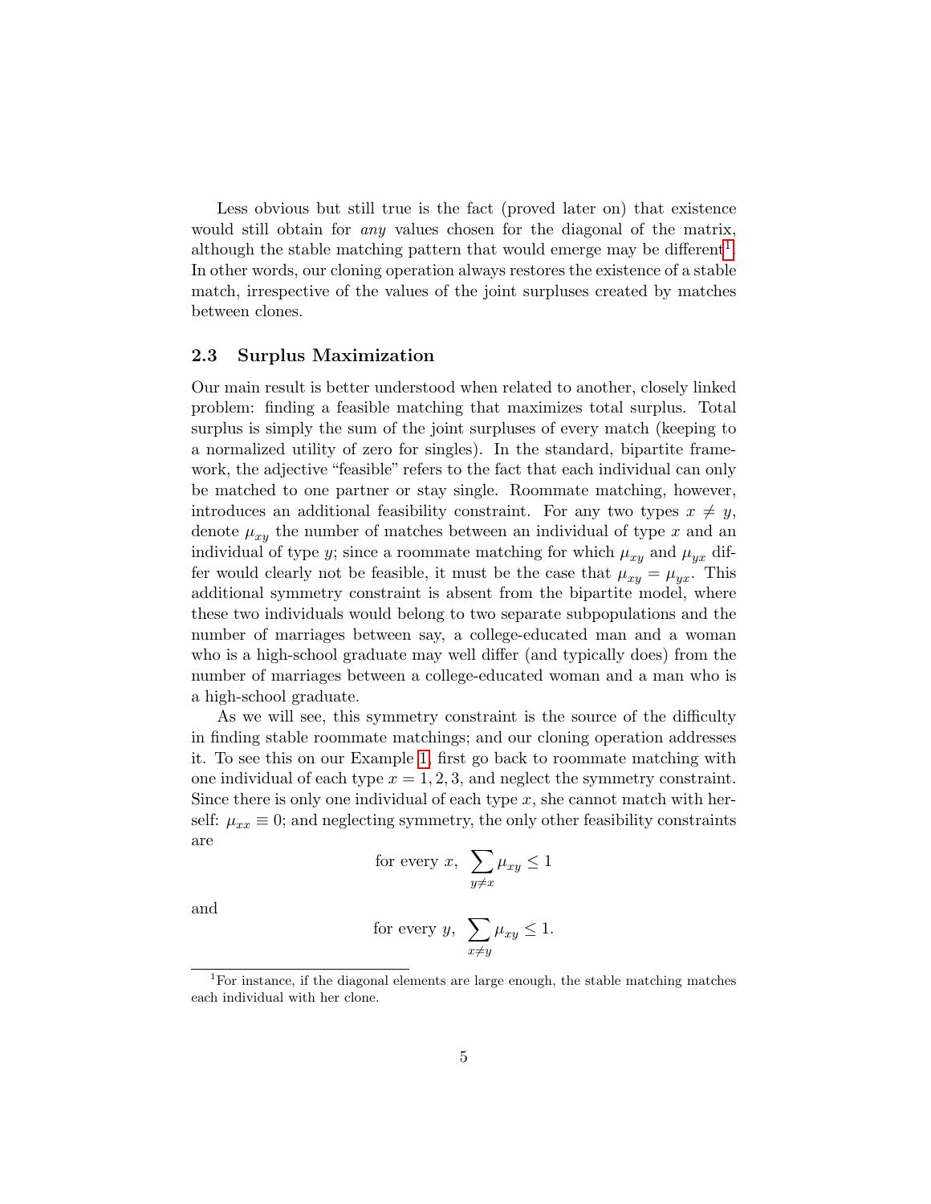Less obvious but still true is the fact (proved later on) that existence would still obtain for *any* values chosen for the diagonal of the matrix, although the stable matching pattern that would emerge may be different[1]. In other words, our cloning operation always restores the existence of a stable match, irrespective of the values of the joint surpluses created by matches between clones.

### 2.3 Surplus Maximization

Our main result is better understood when related to another, closely linked problem: finding a feasible matching that maximizes total surplus. Total surplus is simply the sum of the joint surpluses of every match (keeping to a normalized utility of zero for singles). In the standard, bipartite framework, the adjective "feasible" refers to the fact that each individual can only be matched to one partner or stay single. Roommate matching, however, introduces an additional feasibility constraint. For any two types $x \neq y$, denote $\mu_{xy}$ the number of matches between an individual of type $x$ and an individual of type $y$; since a roommate matching for which $\mu_{xy}$ and $\mu_{yx}$ differ would clearly not be feasible, it must be the case that $\mu_{xy} = \mu_{yx}$. This additional symmetry constraint is absent from the bipartite model, where these two individuals would belong to two separate subpopulations and the number of marriages between say, a college-educated man and a woman who is a high-school graduate may well differ (and typically does) from the number of marriages between a college-educated woman and a man who is a high-school graduate.

As we will see, this symmetry constraint is the source of the difficulty in finding stable roommate matchings; and our cloning operation addresses it. To see this on our Example 1, first go back to roommate matching with one individual of each type $x = 1, 2, 3$, and neglect the symmetry constraint. Since there is only one individual of each type $x$, she cannot match with herself: $\mu_{xx} \equiv 0$; and neglecting symmetry, the only other feasibility constraints are

$$\text{for every } x, \ \sum_{y \neq x} \mu_{xy} \leq 1$$

and

$$\text{for every } y, \ \sum_{x \neq y} \mu_{xy} \leq 1.$$

[1] For instance, if the diagonal elements are large enough, the stable matching matches each individual with her clone.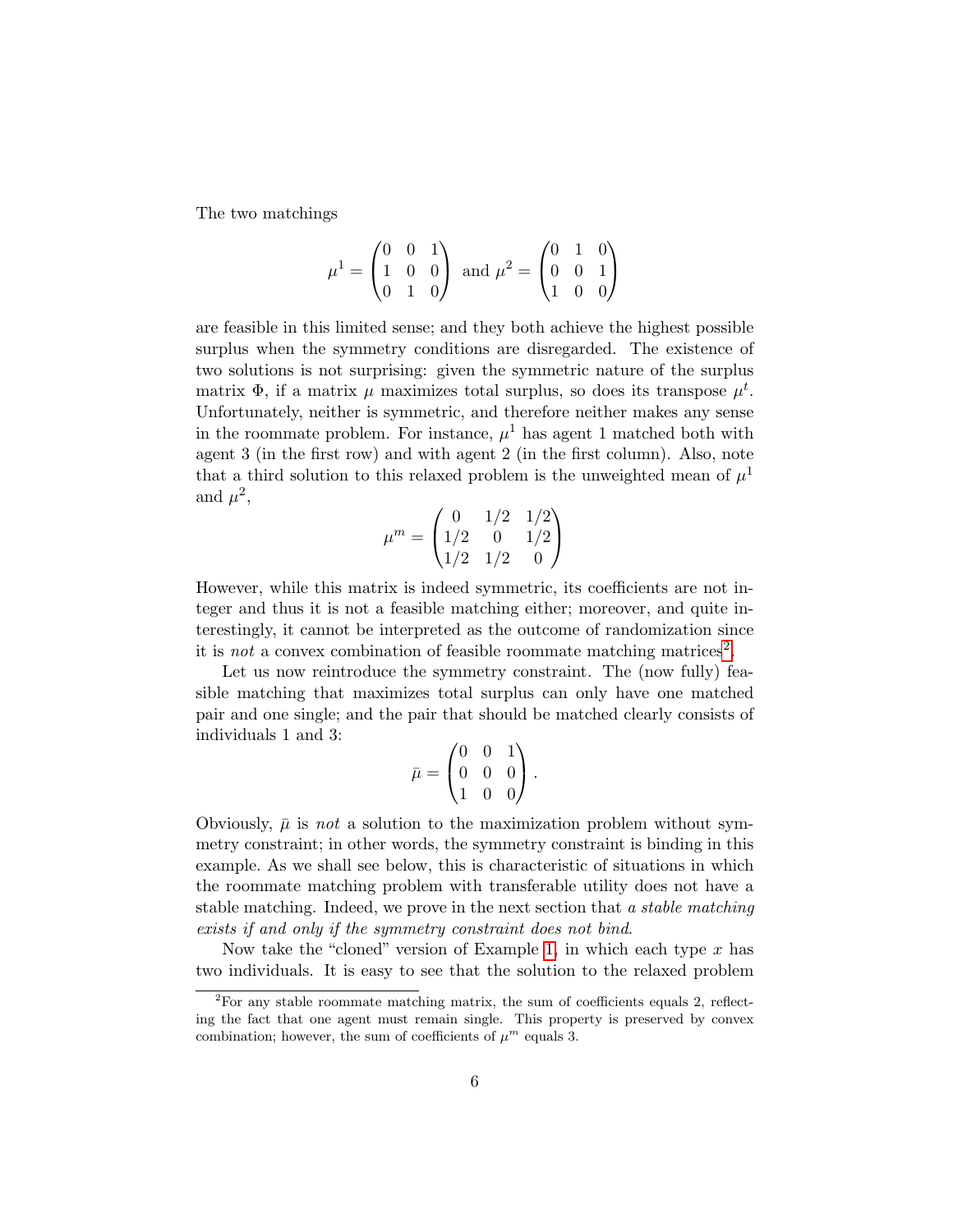The two matchings

$$\mu^1 = \begin{pmatrix} 0 & 0 & 1 \\ 1 & 0 & 0 \\ 0 & 1 & 0 \end{pmatrix} \text{ and } \mu^2 = \begin{pmatrix} 0 & 1 & 0 \\ 0 & 0 & 1 \\ 1 & 0 & 0 \end{pmatrix}$$

are feasible in this limited sense; and they both achieve the highest possible surplus when the symmetry conditions are disregarded. The existence of two solutions is not surprising: given the symmetric nature of the surplus matrix $\Phi$, if a matrix $\mu$ maximizes total surplus, so does its transpose $\mu^t$. Unfortunately, neither is symmetric, and therefore neither makes any sense in the roommate problem. For instance, $\mu^1$ has agent 1 matched both with agent 3 (in the first row) and with agent 2 (in the first column). Also, note that a third solution to this relaxed problem is the unweighted mean of $\mu^1$ and $\mu^2$,

$$\mu^m = \begin{pmatrix} 0 & 1/2 & 1/2 \\ 1/2 & 0 & 1/2 \\ 1/2 & 1/2 & 0 \end{pmatrix}$$

However, while this matrix is indeed symmetric, its coefficients are not integer and thus it is not a feasible matching either; moreover, and quite interestingly, it cannot be interpreted as the outcome of randomization since it is *not* a convex combination of feasible roommate matching matrices[2].

Let us now reintroduce the symmetry constraint. The (now fully) feasible matching that maximizes total surplus can only have one matched pair and one single; and the pair that should be matched clearly consists of individuals 1 and 3:

$$\bar{\mu} = \begin{pmatrix} 0 & 0 & 1 \\ 0 & 0 & 0 \\ 1 & 0 & 0 \end{pmatrix}.$$

Obviously, $\bar{\mu}$ is *not* a solution to the maximization problem without symmetry constraint; in other words, the symmetry constraint is binding in this example. As we shall see below, this is characteristic of situations in which the roommate matching problem with transferable utility does not have a stable matching. Indeed, we prove in the next section that *a stable matching exists if and only if the symmetry constraint does not bind*.

Now take the "cloned" version of Example 1, in which each type $x$ has two individuals. It is easy to see that the solution to the relaxed problem

[2] For any stable roommate matching matrix, the sum of coefficients equals 2, reflecting the fact that one agent must remain single. This property is preserved by convex combination; however, the sum of coefficients of $\mu^m$ equals 3.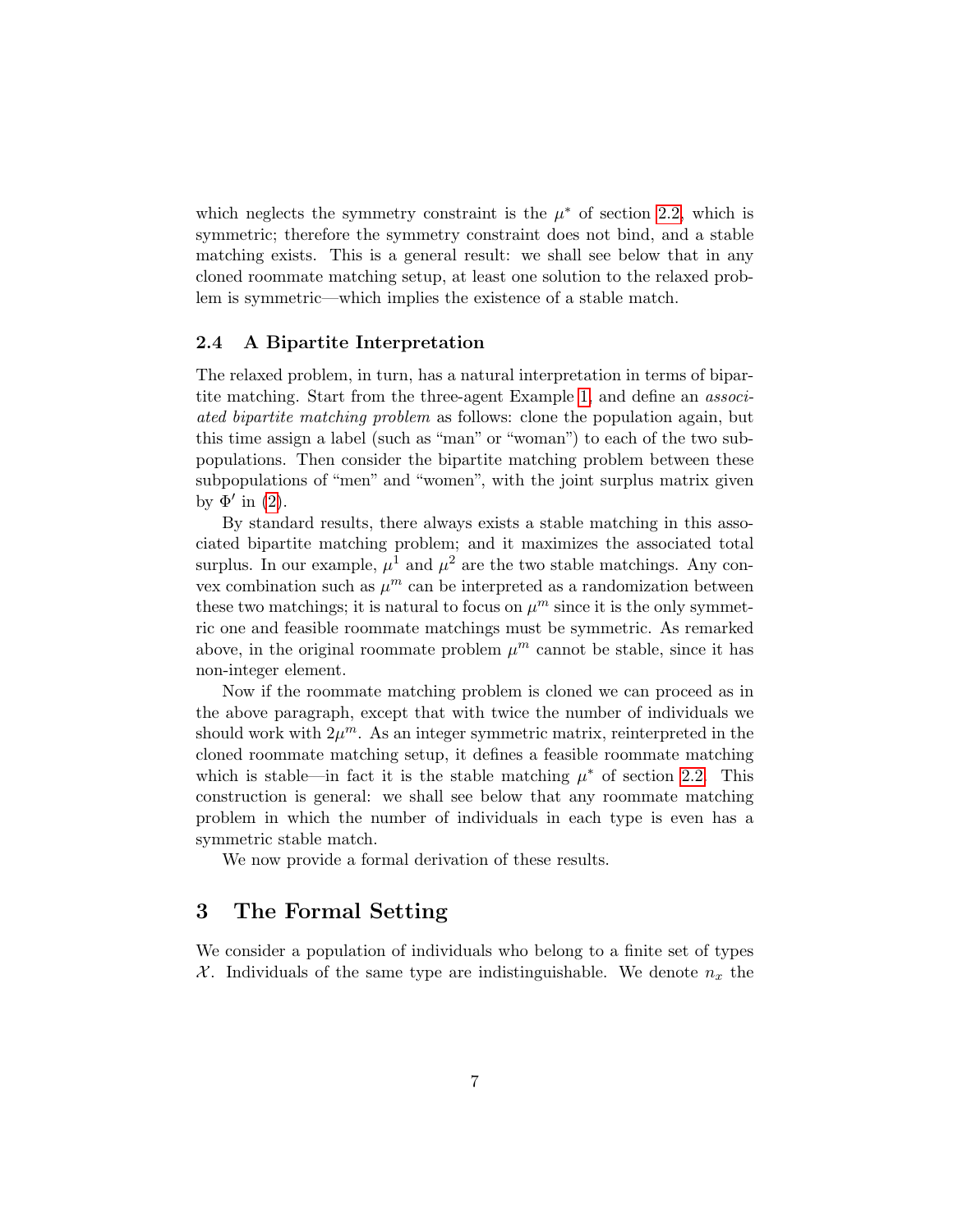which neglects the symmetry constraint is the $\mu^*$ of section 2.2, which is symmetric; therefore the symmetry constraint does not bind, and a stable matching exists. This is a general result: we shall see below that in any cloned roommate matching setup, at least one solution to the relaxed problem is symmetric—which implies the existence of a stable match.

### 2.4 A Bipartite Interpretation

The relaxed problem, in turn, has a natural interpretation in terms of bipartite matching. Start from the three-agent Example 1, and define an *associated bipartite matching problem* as follows: clone the population again, but this time assign a label (such as "man" or "woman") to each of the two subpopulations. Then consider the bipartite matching problem between these subpopulations of "men" and "women", with the joint surplus matrix given by $\Phi'$ in (2).

By standard results, there always exists a stable matching in this associated bipartite matching problem; and it maximizes the associated total surplus. In our example, $\mu^1$ and $\mu^2$ are the two stable matchings. Any convex combination such as $\mu^m$ can be interpreted as a randomization between these two matchings; it is natural to focus on $\mu^m$ since it is the only symmetric one and feasible roommate matchings must be symmetric. As remarked above, in the original roommate problem $\mu^m$ cannot be stable, since it has non-integer element.

Now if the roommate matching problem is cloned we can proceed as in the above paragraph, except that with twice the number of individuals we should work with $2\mu^m$. As an integer symmetric matrix, reinterpreted in the cloned roommate matching setup, it defines a feasible roommate matching which is stable—in fact it is the stable matching $\mu^*$ of section 2.2. This construction is general: we shall see below that any roommate matching problem in which the number of individuals in each type is even has a symmetric stable match.

We now provide a formal derivation of these results.

## 3 The Formal Setting

We consider a population of individuals who belong to a finite set of types $\mathcal{X}$. Individuals of the same type are indistinguishable. We denote $n_x$ the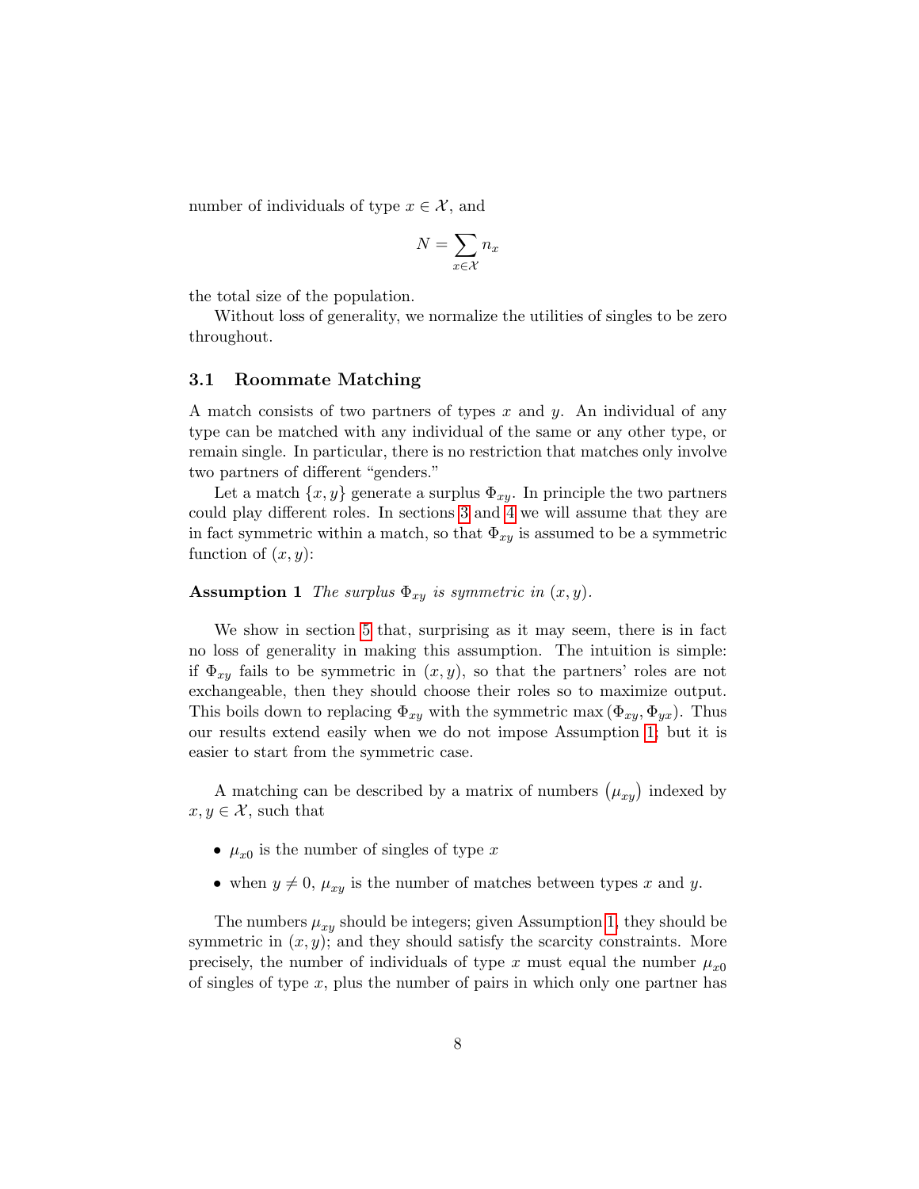number of individuals of type $x \in \mathcal{X}$, and

$$N = \sum_{x \in \mathcal{X}} n_x$$

the total size of the population.

Without loss of generality, we normalize the utilities of singles to be zero throughout.

### 3.1 Roommate Matching

A match consists of two partners of types $x$ and $y$. An individual of any type can be matched with any individual of the same or any other type, or remain single. In particular, there is no restriction that matches only involve two partners of different "genders."

Let a match $\{x, y\}$ generate a surplus $\Phi_{xy}$. In principle the two partners could play different roles. In sections 3 and 4 we will assume that they are in fact symmetric within a match, so that $\Phi_{xy}$ is assumed to be a symmetric function of $(x, y)$:

**Assumption 1** *The surplus $\Phi_{xy}$ is symmetric in $(x, y)$.*

We show in section 5 that, surprising as it may seem, there is in fact no loss of generality in making this assumption. The intuition is simple: if $\Phi_{xy}$ fails to be symmetric in $(x, y)$, so that the partners' roles are not exchangeable, then they should choose their roles so to maximize output. This boils down to replacing $\Phi_{xy}$ with the symmetric $\max(\Phi_{xy}, \Phi_{yx})$. Thus our results extend easily when we do not impose Assumption 1; but it is easier to start from the symmetric case.

A matching can be described by a matrix of numbers $(\mu_{xy})$ indexed by $x, y \in \mathcal{X}$, such that

- $\mu_{x0}$ is the number of singles of type $x$
- when $y \neq 0$, $\mu_{xy}$ is the number of matches between types $x$ and $y$.

The numbers $\mu_{xy}$ should be integers; given Assumption 1, they should be symmetric in $(x, y)$; and they should satisfy the scarcity constraints. More precisely, the number of individuals of type $x$ must equal the number $\mu_{x0}$ of singles of type $x$, plus the number of pairs in which only one partner has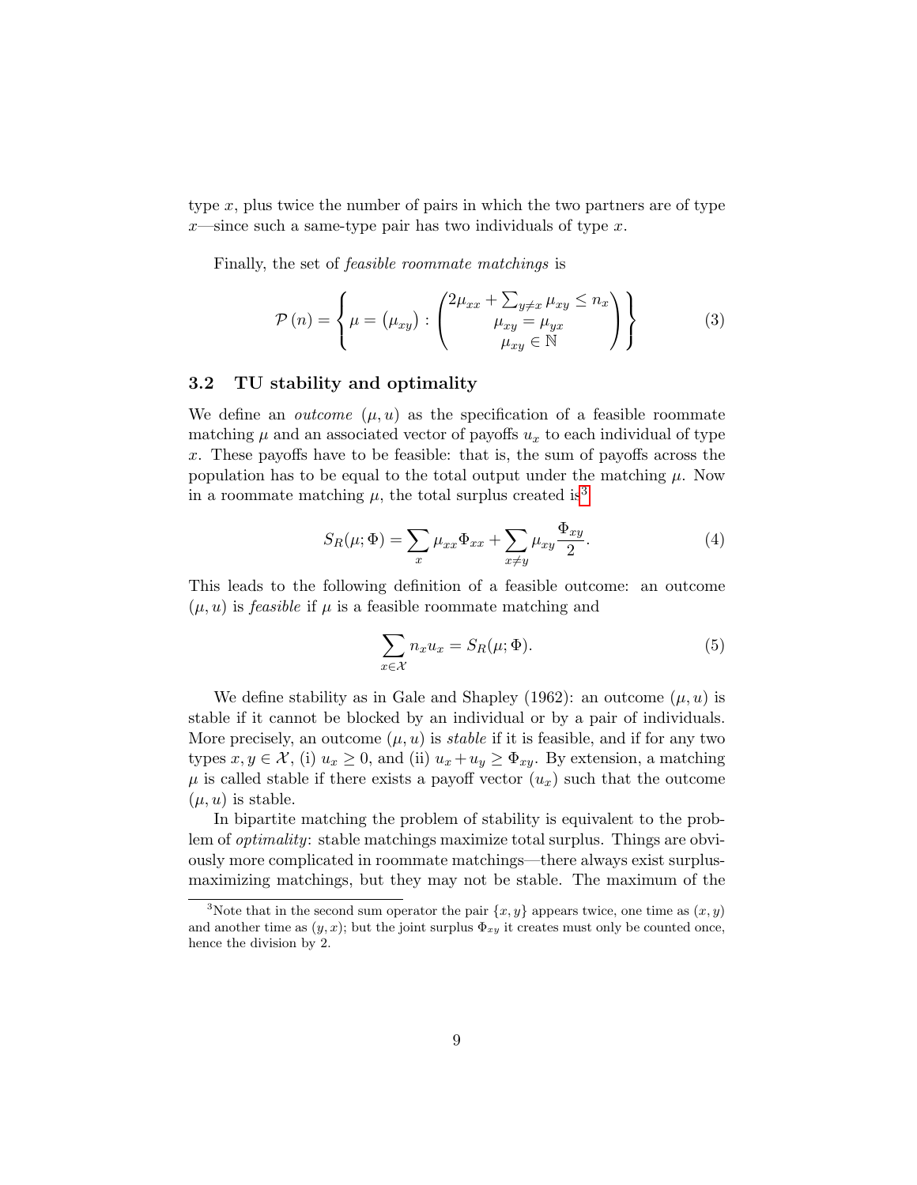type $x$, plus twice the number of pairs in which the two partners are of type $x$—since such a same-type pair has two individuals of type $x$.

Finally, the set of *feasible roommate matchings* is

$$\mathcal{P}(n) = \left\{ \mu = (\mu_{xy}) : \begin{pmatrix} 2\mu_{xx} + \sum_{y \neq x} \mu_{xy} \leq n_x \\ \mu_{xy} = \mu_{yx} \\ \mu_{xy} \in \mathbb{N} \end{pmatrix} \right\} \tag{3}$$

### 3.2 TU stability and optimality

We define an *outcome* $(\mu, u)$ as the specification of a feasible roommate matching $\mu$ and an associated vector of payoffs $u_x$ to each individual of type $x$. These payoffs have to be feasible: that is, the sum of payoffs across the population has to be equal to the total output under the matching $\mu$. Now in a roommate matching $\mu$, the total surplus created is[3]

$$S_R(\mu; \Phi) = \sum_x \mu_{xx} \Phi_{xx} + \sum_{x \neq y} \mu_{xy} \frac{\Phi_{xy}}{2}. \tag{4}$$

This leads to the following definition of a feasible outcome: an outcome $(\mu, u)$ is *feasible* if $\mu$ is a feasible roommate matching and

$$\sum_{x \in \mathcal{X}} n_x u_x = S_R(\mu; \Phi). \tag{5}$$

We define stability as in Gale and Shapley (1962): an outcome $(\mu, u)$ is stable if it cannot be blocked by an individual or by a pair of individuals. More precisely, an outcome $(\mu, u)$ is *stable* if it is feasible, and if for any two types $x, y \in \mathcal{X}$, (i) $u_x \geq 0$, and (ii) $u_x + u_y \geq \Phi_{xy}$. By extension, a matching $\mu$ is called stable if there exists a payoff vector $(u_x)$ such that the outcome $(\mu, u)$ is stable.

In bipartite matching the problem of stability is equivalent to the problem of *optimality*: stable matchings maximize total surplus. Things are obviously more complicated in roommate matchings—there always exist surplus-maximizing matchings, but they may not be stable. The maximum of the

[3] Note that in the second sum operator the pair $\{x, y\}$ appears twice, one time as $(x, y)$ and another time as $(y, x)$; but the joint surplus $\Phi_{xy}$ it creates must only be counted once, hence the division by 2.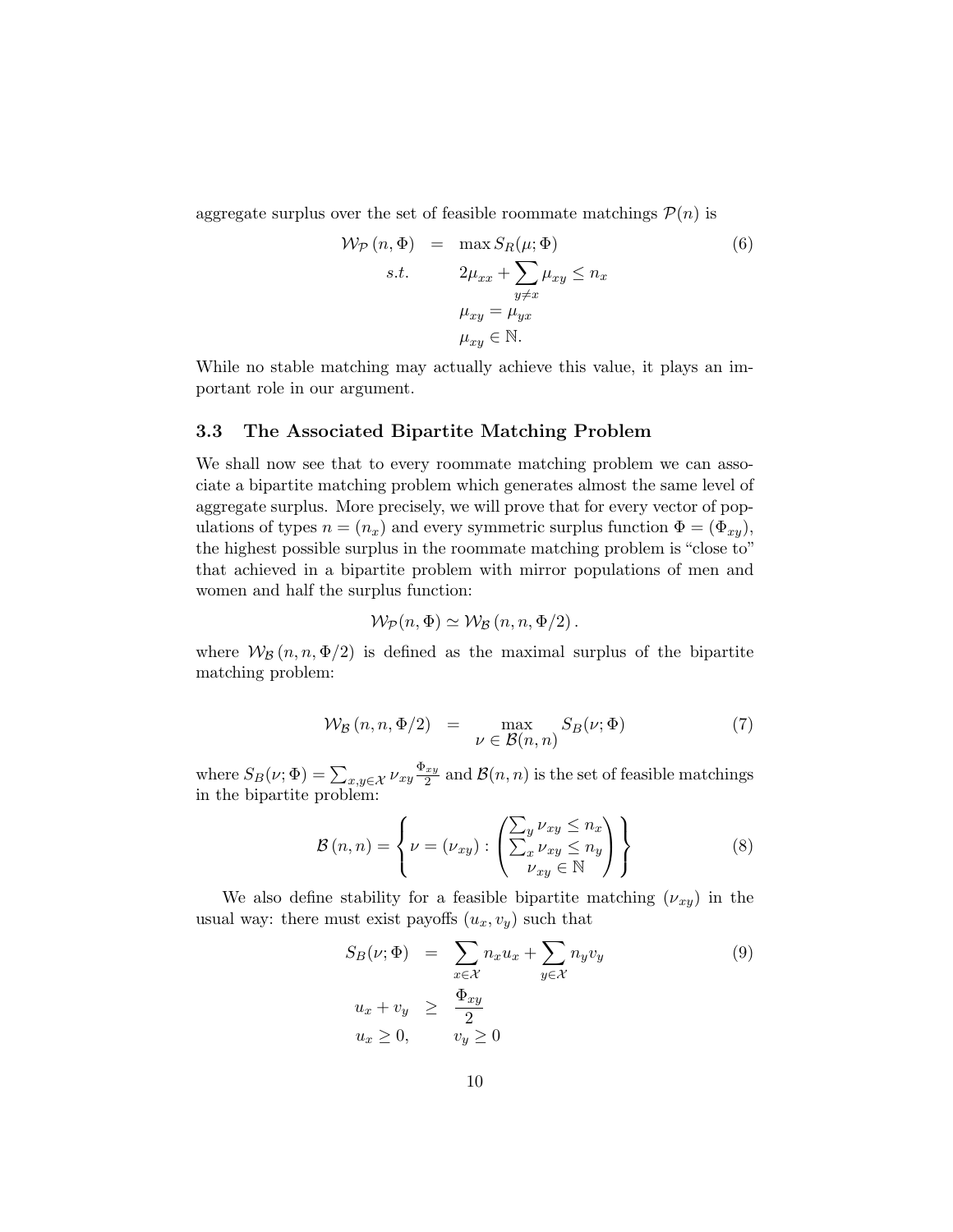aggregate surplus over the set of feasible roommate matchings $\mathcal{P}(n)$ is

$$
\begin{aligned}
\mathcal{W}_{\mathcal{P}}(n, \Phi) \quad &= \quad \max S_R(\mu; \Phi) \\
s.t. \qquad & \quad 2\mu_{xx} + \sum_{y \neq x} \mu_{xy} \leq n_x \\
& \quad \mu_{xy} = \mu_{yx} \\
& \quad \mu_{xy} \in \mathbb{N}.
\end{aligned} \tag{6}
$$

While no stable matching may actually achieve this value, it plays an important role in our argument.

### 3.3 The Associated Bipartite Matching Problem

We shall now see that to every roommate matching problem we can associate a bipartite matching problem which generates almost the same level of aggregate surplus. More precisely, we will prove that for every vector of populations of types $n = (n_x)$ and every symmetric surplus function $\Phi = (\Phi_{xy})$, the highest possible surplus in the roommate matching problem is "close to" that achieved in a bipartite problem with mirror populations of men and women and half the surplus function:

$$
\mathcal{W}_{\mathcal{P}}(n, \Phi) \simeq \mathcal{W}_{\mathcal{B}}(n, n, \Phi/2).
$$

where $\mathcal{W}_{\mathcal{B}}(n, n, \Phi/2)$ is defined as the maximal surplus of the bipartite matching problem:

$$
\mathcal{W}_{\mathcal{B}}(n, n, \Phi/2) \quad = \quad \max_{\nu \in \mathcal{B}(n,n)} S_B(\nu; \Phi) \tag{7}
$$

where $S_B(\nu; \Phi) = \sum_{x,y \in \mathcal{X}} \nu_{xy} \frac{\Phi_{xy}}{2}$ and $\mathcal{B}(n, n)$ is the set of feasible matchings in the bipartite problem:

$$
\mathcal{B}(n, n) = \left\{ \nu = (\nu_{xy}) : \begin{pmatrix} \sum_y \nu_{xy} \leq n_x \\ \sum_x \nu_{xy} \leq n_y \\ \nu_{xy} \in \mathbb{N} \end{pmatrix} \right\} \tag{8}
$$

We also define stability for a feasible bipartite matching $(\nu_{xy})$ in the usual way: there must exist payoffs $(u_x, v_y)$ such that

$$
\begin{aligned}
S_B(\nu; \Phi) \quad &= \quad \sum_{x \in \mathcal{X}} n_x u_x + \sum_{y \in \mathcal{X}} n_y v_y \\
u_x + v_y \quad &\geq \quad \frac{\Phi_{xy}}{2} \\
u_x \geq 0, \qquad & \quad v_y \geq 0
\end{aligned} \tag{9}
$$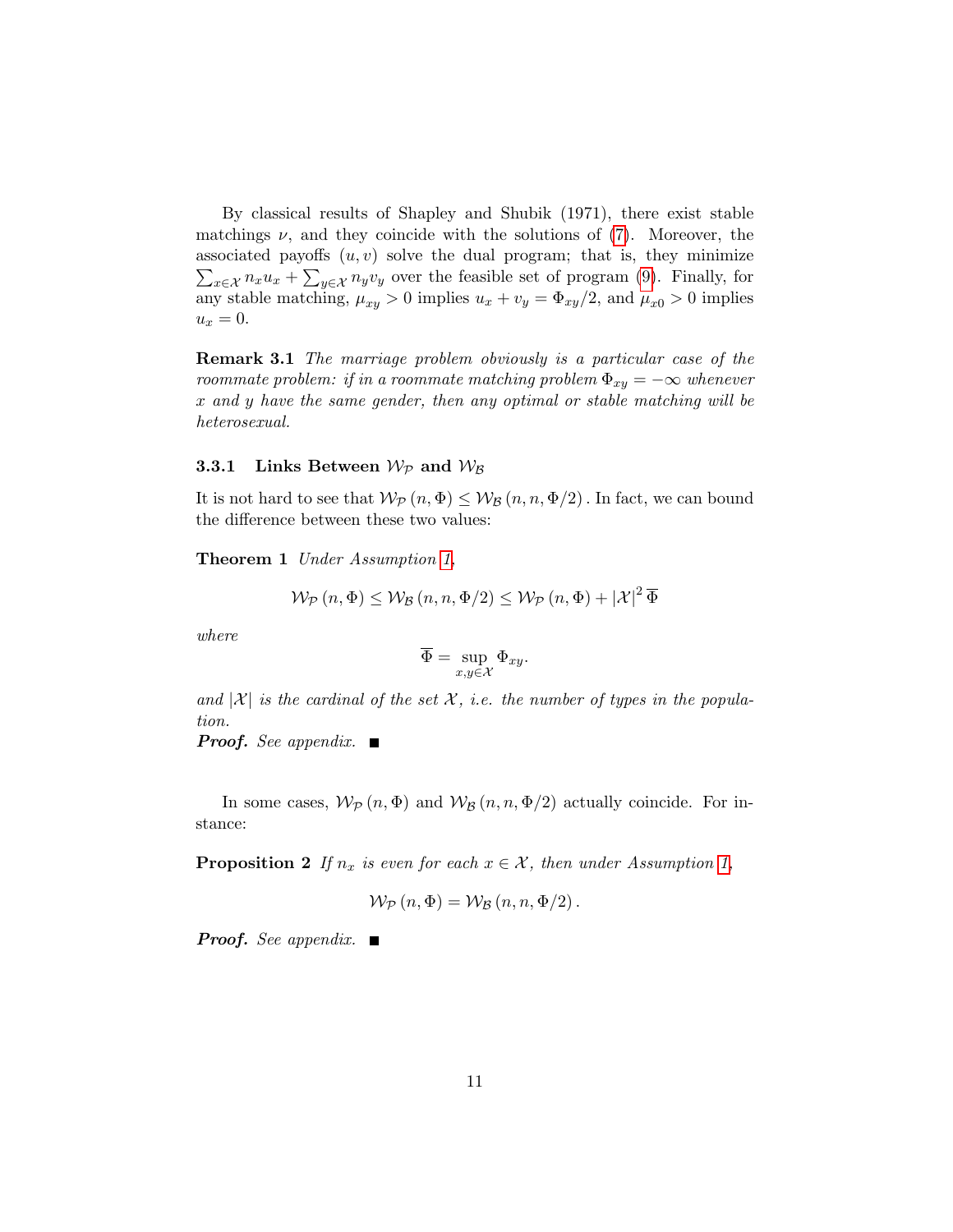By classical results of Shapley and Shubik (1971), there exist stable matchings $\nu$, and they coincide with the solutions of (7). Moreover, the associated payoffs $(u, v)$ solve the dual program; that is, they minimize $\sum_{x\in\mathcal{X}} n_x u_x + \sum_{y\in\mathcal{X}} n_y v_y$ over the feasible set of program (9). Finally, for any stable matching, $\mu_{xy} > 0$ implies $u_x + v_y = \Phi_{xy}/2$, and $\mu_{x0} > 0$ implies $u_x = 0$.

**Remark 3.1** *The marriage problem obviously is a particular case of the roommate problem: if in a roommate matching problem $\Phi_{xy} = -\infty$ whenever $x$ and $y$ have the same gender, then any optimal or stable matching will be heterosexual.*

#### 3.3.1 Links Between $\mathcal{W}_{\mathcal{P}}$ and $\mathcal{W}_{\mathcal{B}}$

It is not hard to see that $\mathcal{W}_{\mathcal{P}}(n, \Phi) \leq \mathcal{W}_{\mathcal{B}}(n, n, \Phi/2)$. In fact, we can bound the difference between these two values:

**Theorem 1** *Under Assumption 1,*

$$\mathcal{W}_{\mathcal{P}}(n, \Phi) \leq \mathcal{W}_{\mathcal{B}}(n, n, \Phi/2) \leq \mathcal{W}_{\mathcal{P}}(n, \Phi) + |\mathcal{X}|^2\, \overline{\Phi}$$

*where*

$$\overline{\Phi} = \sup_{x,y\in\mathcal{X}} \Phi_{xy}.$$

*and $|\mathcal{X}|$ is the cardinal of the set $\mathcal{X}$, i.e. the number of types in the population.*

***Proof.*** *See appendix.* ■

In some cases, $\mathcal{W}_{\mathcal{P}}(n, \Phi)$ and $\mathcal{W}_{\mathcal{B}}(n, n, \Phi/2)$ actually coincide. For instance:

**Proposition 2** *If $n_x$ is even for each $x \in \mathcal{X}$, then under Assumption 1,*

$$\mathcal{W}_{\mathcal{P}}(n, \Phi) = \mathcal{W}_{\mathcal{B}}(n, n, \Phi/2).$$

***Proof.*** *See appendix.* ■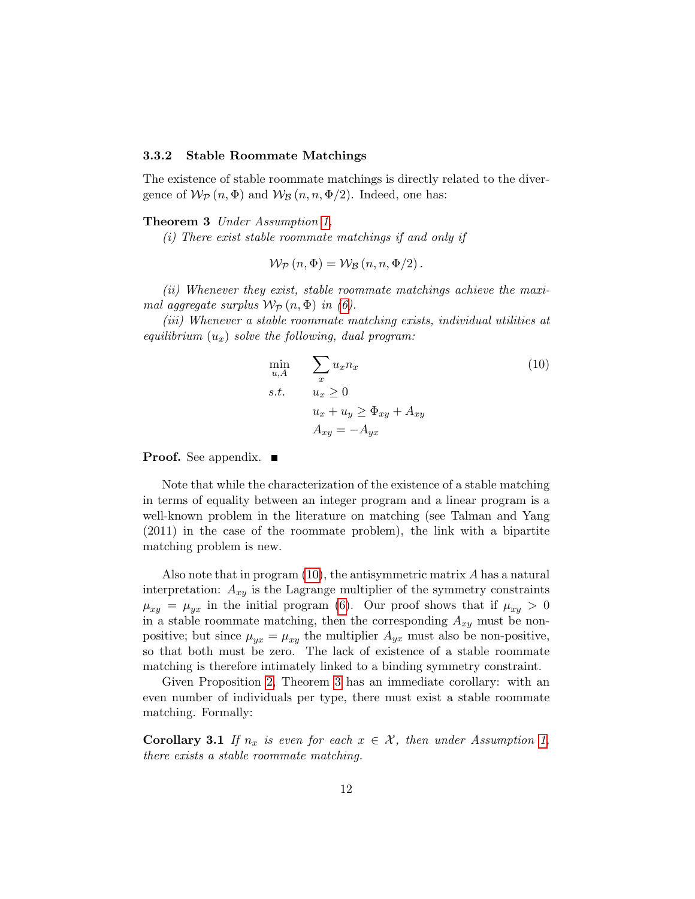### 3.3.2 Stable Roommate Matchings

The existence of stable roommate matchings is directly related to the divergence of $\mathcal{W}_{\mathcal{P}}(n, \Phi)$ and $\mathcal{W}_{\mathcal{B}}(n, n, \Phi/2)$. Indeed, one has:

**Theorem 3** *Under Assumption 1.*

*(i) There exist stable roommate matchings if and only if*

$$\mathcal{W}_{\mathcal{P}}(n, \Phi) = \mathcal{W}_{\mathcal{B}}(n, n, \Phi/2).$$

*(ii) Whenever they exist, stable roommate matchings achieve the maximal aggregate surplus $\mathcal{W}_{\mathcal{P}}(n, \Phi)$ in (6).*

*(iii) Whenever a stable roommate matching exists, individual utilities at equilibrium $(u_x)$ solve the following, dual program:*

$$\begin{aligned}
\min_{u,A} \quad & \sum_x u_x n_x \\
s.t. \quad & u_x \geq 0 \\
& u_x + u_y \geq \Phi_{xy} + A_{xy} \\
& A_{xy} = -A_{yx}
\end{aligned} \tag{10}$$

**Proof.** See appendix. ∎

Note that while the characterization of the existence of a stable matching in terms of equality between an integer program and a linear program is a well-known problem in the literature on matching (see Talman and Yang (2011) in the case of the roommate problem), the link with a bipartite matching problem is new.

Also note that in program (10), the antisymmetric matrix $A$ has a natural interpretation: $A_{xy}$ is the Lagrange multiplier of the symmetry constraints $\mu_{xy} = \mu_{yx}$ in the initial program (6). Our proof shows that if $\mu_{xy} > 0$ in a stable roommate matching, then the corresponding $A_{xy}$ must be non-positive; but since $\mu_{yx} = \mu_{xy}$ the multiplier $A_{yx}$ must also be non-positive, so that both must be zero. The lack of existence of a stable roommate matching is therefore intimately linked to a binding symmetry constraint.

Given Proposition 2, Theorem 3 has an immediate corollary: with an even number of individuals per type, there must exist a stable roommate matching. Formally:

**Corollary 3.1** *If $n_x$ is even for each $x \in \mathcal{X}$, then under Assumption 1, there exists a stable roommate matching.*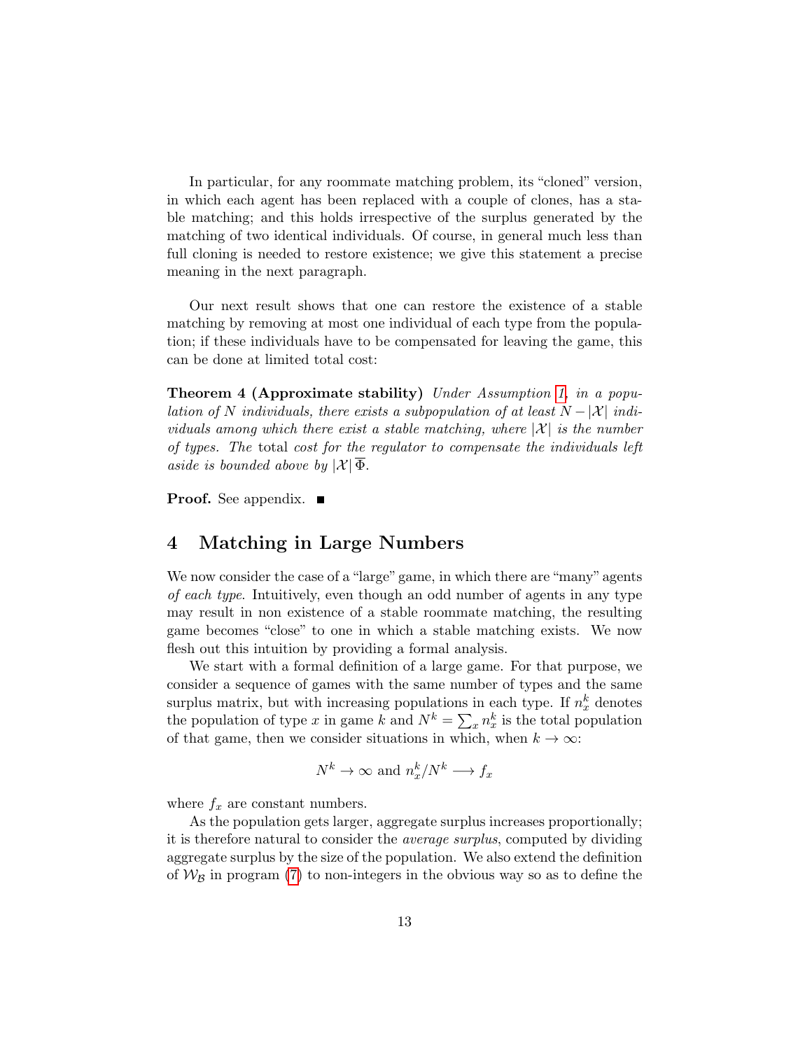In particular, for any roommate matching problem, its "cloned" version, in which each agent has been replaced with a couple of clones, has a stable matching; and this holds irrespective of the surplus generated by the matching of two identical individuals. Of course, in general much less than full cloning is needed to restore existence; we give this statement a precise meaning in the next paragraph.

Our next result shows that one can restore the existence of a stable matching by removing at most one individual of each type from the population; if these individuals have to be compensated for leaving the game, this can be done at limited total cost:

**Theorem 4 (Approximate stability)** *Under Assumption 1, in a population of $N$ individuals, there exists a subpopulation of at least $N - |\mathcal{X}|$ individuals among which there exist a stable matching, where $|\mathcal{X}|$ is the number of types. The* total *cost for the regulator to compensate the individuals left aside is bounded above by $|\mathcal{X}|\,\overline{\Phi}$.*

**Proof.** See appendix. ■

## 4 Matching in Large Numbers

We now consider the case of a "large" game, in which there are "many" agents *of each type*. Intuitively, even though an odd number of agents in any type may result in non existence of a stable roommate matching, the resulting game becomes "close" to one in which a stable matching exists. We now flesh out this intuition by providing a formal analysis.

We start with a formal definition of a large game. For that purpose, we consider a sequence of games with the same number of types and the same surplus matrix, but with increasing populations in each type. If $n_x^k$ denotes the population of type $x$ in game $k$ and $N^k = \sum_x n_x^k$ is the total population of that game, then we consider situations in which, when $k \to \infty$:

$$N^k \to \infty \text{ and } n_x^k / N^k \longrightarrow f_x$$

where $f_x$ are constant numbers.

As the population gets larger, aggregate surplus increases proportionally; it is therefore natural to consider the *average surplus*, computed by dividing aggregate surplus by the size of the population. We also extend the definition of $\mathcal{W}_{\mathcal{B}}$ in program (7) to non-integers in the obvious way so as to define the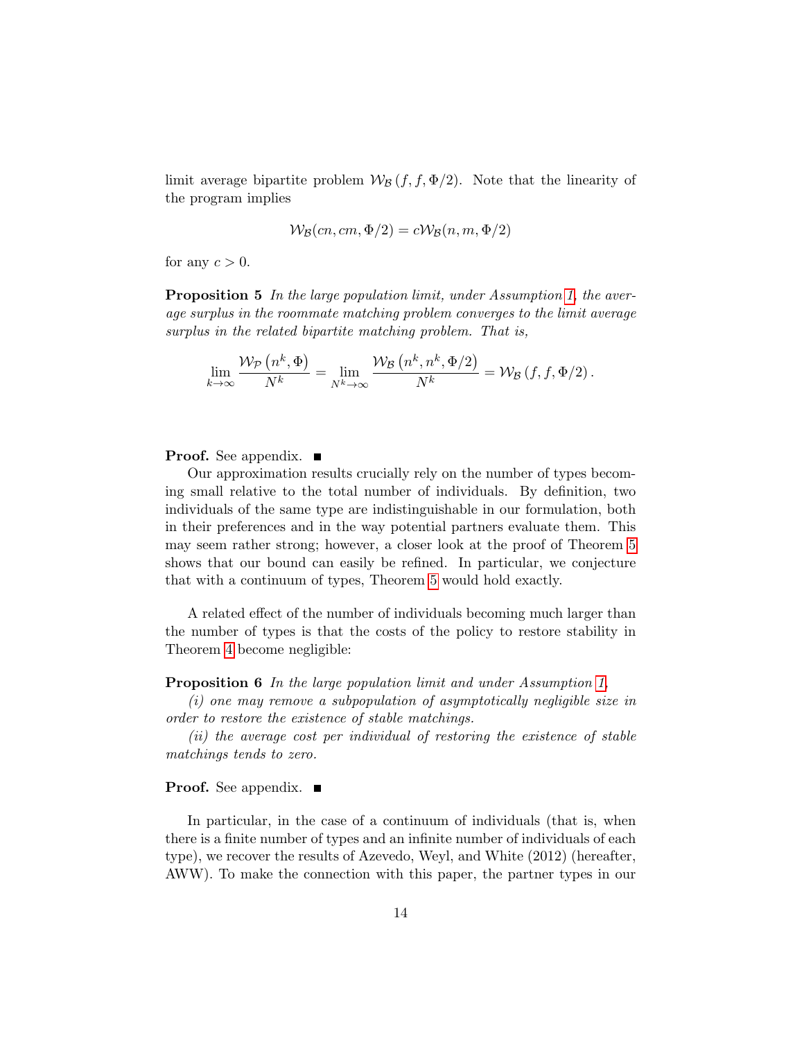limit average bipartite problem $\mathcal{W}_{\mathcal{B}}(f, f, \Phi/2)$. Note that the linearity of the program implies

$$\mathcal{W}_{\mathcal{B}}(cn, cm, \Phi/2) = c\mathcal{W}_{\mathcal{B}}(n, m, \Phi/2)$$

for any $c > 0$.

**Proposition 5** *In the large population limit, under Assumption 1, the average surplus in the roommate matching problem converges to the limit average surplus in the related bipartite matching problem. That is,*

$$\lim_{k \to \infty} \frac{\mathcal{W}_{\mathcal{P}}(n^k, \Phi)}{N^k} = \lim_{N^k \to \infty} \frac{\mathcal{W}_{\mathcal{B}}(n^k, n^k, \Phi/2)}{N^k} = \mathcal{W}_{\mathcal{B}}(f, f, \Phi/2).$$

**Proof.** See appendix. ■

Our approximation results crucially rely on the number of types becoming small relative to the total number of individuals. By definition, two individuals of the same type are indistinguishable in our formulation, both in their preferences and in the way potential partners evaluate them. This may seem rather strong; however, a closer look at the proof of Theorem 5 shows that our bound can easily be refined. In particular, we conjecture that with a continuum of types, Theorem 5 would hold exactly.

A related effect of the number of individuals becoming much larger than the number of types is that the costs of the policy to restore stability in Theorem 4 become negligible:

**Proposition 6** *In the large population limit and under Assumption 1,*

*(i) one may remove a subpopulation of asymptotically negligible size in order to restore the existence of stable matchings.*

*(ii) the average cost per individual of restoring the existence of stable matchings tends to zero.*

**Proof.** See appendix. ■

In particular, in the case of a continuum of individuals (that is, when there is a finite number of types and an infinite number of individuals of each type), we recover the results of Azevedo, Weyl, and White (2012) (hereafter, AWW). To make the connection with this paper, the partner types in our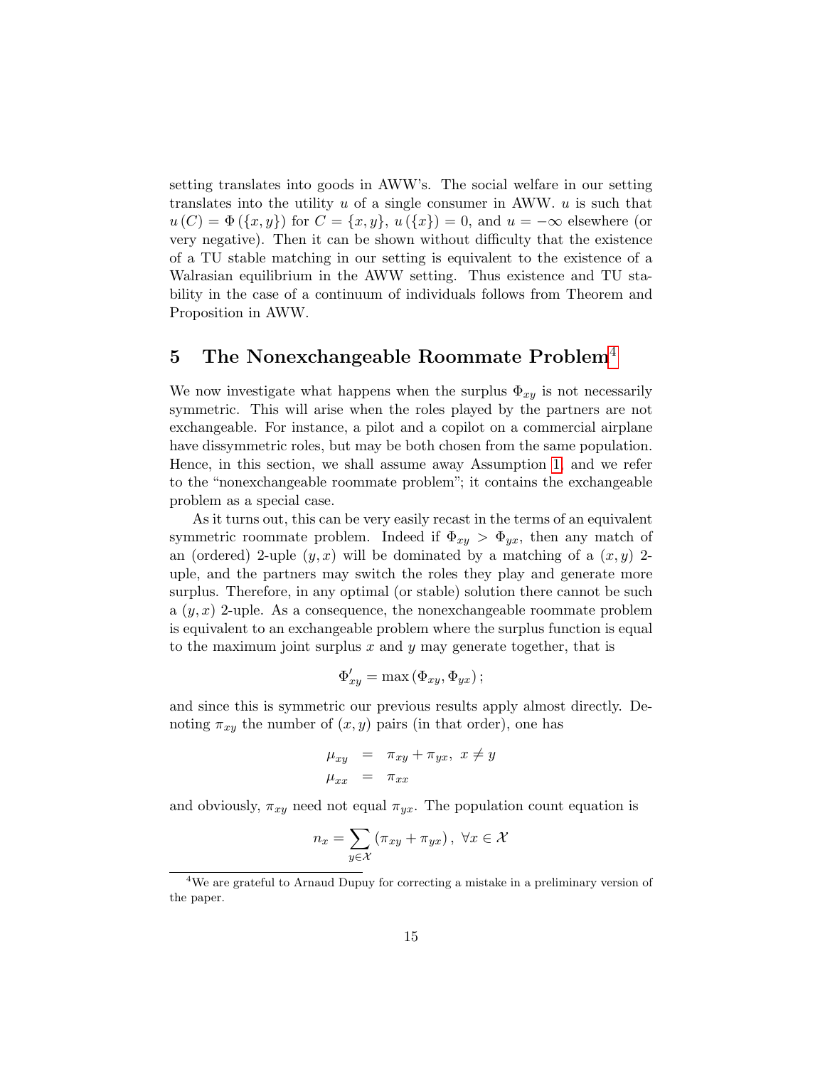setting translates into goods in AWW's. The social welfare in our setting translates into the utility $u$ of a single consumer in AWW. $u$ is such that $u(C) = \Phi(\{x, y\})$ for $C = \{x, y\}$, $u(\{x\}) = 0$, and $u = -\infty$ elsewhere (or very negative). Then it can be shown without difficulty that the existence of a TU stable matching in our setting is equivalent to the existence of a Walrasian equilibrium in the AWW setting. Thus existence and TU stability in the case of a continuum of individuals follows from Theorem and Proposition in AWW.

## 5 The Nonexchangeable Roommate Problem[4]

We now investigate what happens when the surplus $\Phi_{xy}$ is not necessarily symmetric. This will arise when the roles played by the partners are not exchangeable. For instance, a pilot and a copilot on a commercial airplane have dissymmetric roles, but may be both chosen from the same population. Hence, in this section, we shall assume away Assumption 1, and we refer to the "nonexchangeable roommate problem"; it contains the exchangeable problem as a special case.

As it turns out, this can be very easily recast in the terms of an equivalent symmetric roommate problem. Indeed if $\Phi_{xy} > \Phi_{yx}$, then any match of an (ordered) 2-uple $(y, x)$ will be dominated by a matching of a $(x, y)$ 2-uple, and the partners may switch the roles they play and generate more surplus. Therefore, in any optimal (or stable) solution there cannot be such a $(y, x)$ 2-uple. As a consequence, the nonexchangeable roommate problem is equivalent to an exchangeable problem where the surplus function is equal to the maximum joint surplus $x$ and $y$ may generate together, that is

$$\Phi'_{xy} = \max(\Phi_{xy}, \Phi_{yx});$$

and since this is symmetric our previous results apply almost directly. Denoting $\pi_{xy}$ the number of $(x, y)$ pairs (in that order), one has

$$\begin{aligned} \mu_{xy} &= \pi_{xy} + \pi_{yx}, \ x \neq y \\ \mu_{xx} &= \pi_{xx} \end{aligned}$$

and obviously, $\pi_{xy}$ need not equal $\pi_{yx}$. The population count equation is

$$n_x = \sum_{y \in \mathcal{X}} (\pi_{xy} + \pi_{yx}), \ \forall x \in \mathcal{X}$$

[4] We are grateful to Arnaud Dupuy for correcting a mistake in a preliminary version of the paper.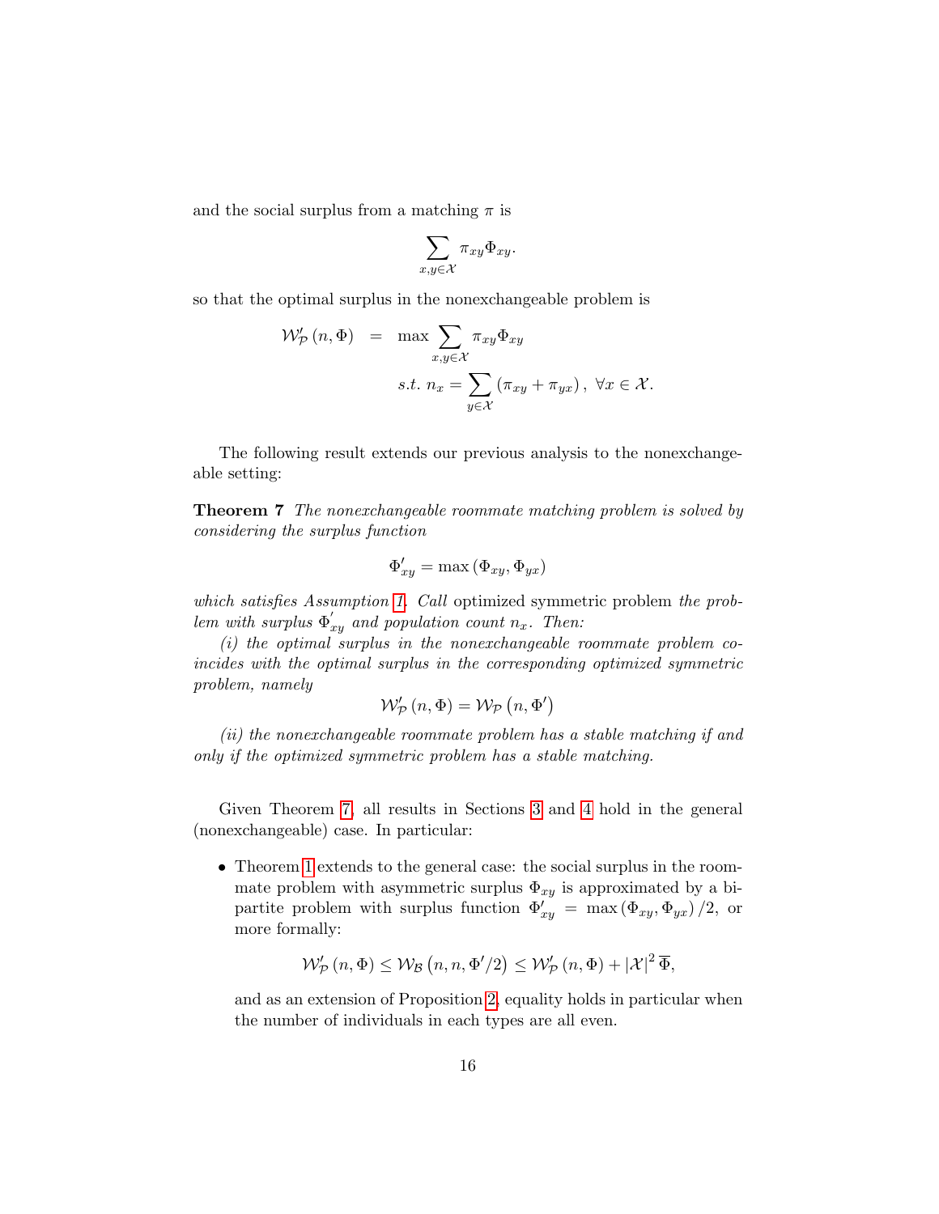and the social surplus from a matching $\pi$ is

$$\sum_{x,y \in \mathcal{X}} \pi_{xy} \Phi_{xy}.$$

so that the optimal surplus in the nonexchangeable problem is

$$\begin{aligned} \mathcal{W}_{\mathcal{P}}'(n, \Phi) &= \max \sum_{x,y \in \mathcal{X}} \pi_{xy} \Phi_{xy} \\ & \quad s.t.\ n_x = \sum_{y \in \mathcal{X}} (\pi_{xy} + \pi_{yx}),\ \forall x \in \mathcal{X}. \end{aligned}$$

The following result extends our previous analysis to the nonexchangeable setting:

**Theorem 7** *The nonexchangeable roommate matching problem is solved by considering the surplus function*

$$\Phi_{xy}' = \max(\Phi_{xy}, \Phi_{yx})$$

*which satisfies Assumption 1. Call* optimized symmetric problem *the problem with surplus $\Phi_{xy}'$ and population count $n_x$. Then:*

*(i) the optimal surplus in the nonexchangeable roommate problem coincides with the optimal surplus in the corresponding optimized symmetric problem, namely*

$$\mathcal{W}_{\mathcal{P}}'(n, \Phi) = \mathcal{W}_{\mathcal{P}}(n, \Phi')$$

*(ii) the nonexchangeable roommate problem has a stable matching if and only if the optimized symmetric problem has a stable matching.*

Given Theorem 7, all results in Sections 3 and 4 hold in the general (nonexchangeable) case. In particular:

- Theorem 1 extends to the general case: the social surplus in the roommate problem with asymmetric surplus $\Phi_{xy}$ is approximated by a bipartite problem with surplus function $\Phi_{xy}' = \max(\Phi_{xy}, \Phi_{yx})/2$, or more formally:

$$\mathcal{W}_{\mathcal{P}}'(n, \Phi) \leq \mathcal{W}_{\mathcal{B}}(n, n, \Phi'/2) \leq \mathcal{W}_{\mathcal{P}}'(n, \Phi) + |\mathcal{X}|^2\, \overline{\Phi},$$

  and as an extension of Proposition 2, equality holds in particular when the number of individuals in each types are all even.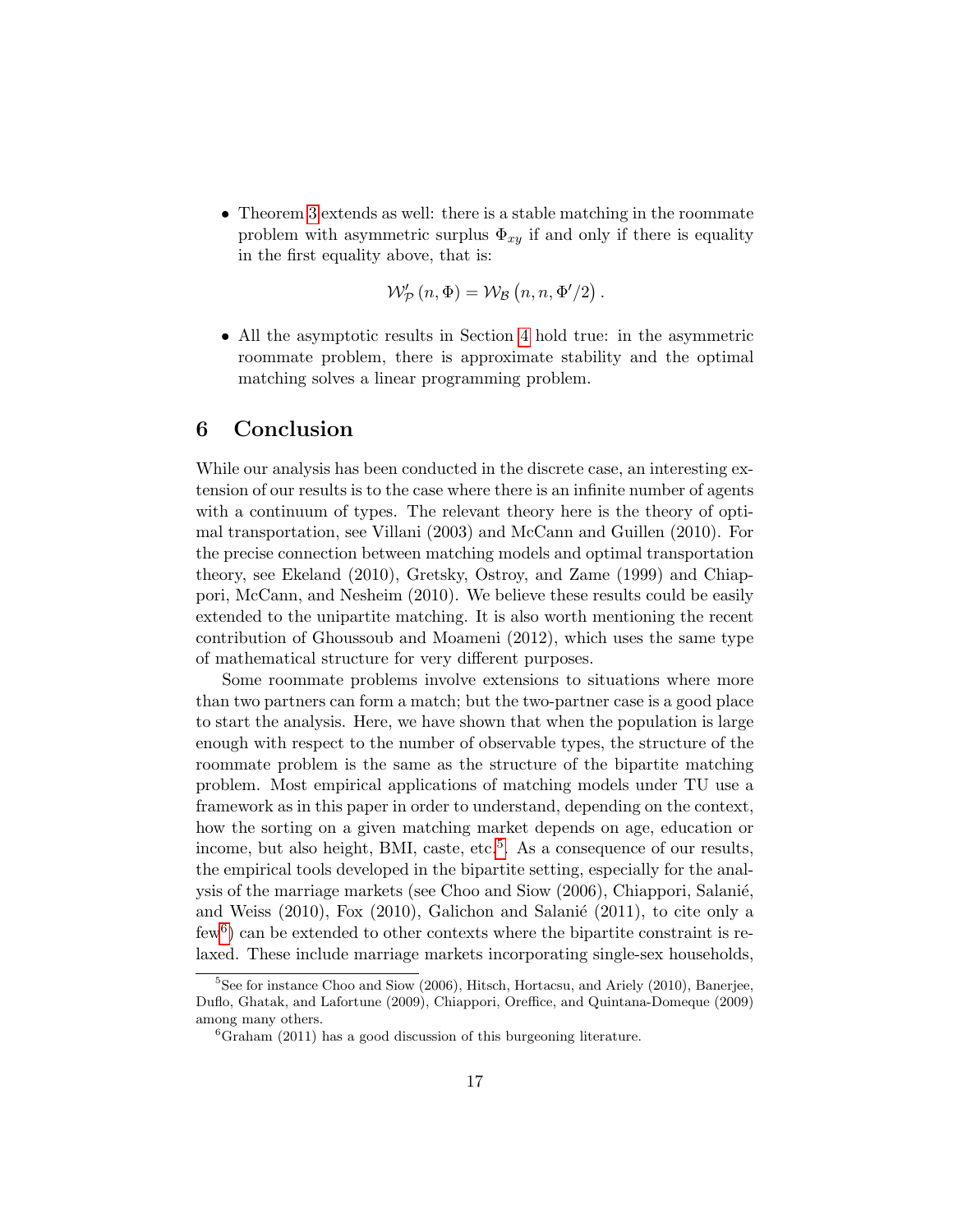- Theorem 3 extends as well: there is a stable matching in the roommate problem with asymmetric surplus $\Phi_{xy}$ if and only if there is equality in the first equality above, that is:

$$\mathcal{W}'_{\mathcal{P}}\left(n, \Phi\right) = \mathcal{W}_{\mathcal{B}}\left(n, n, \Phi'/2\right).$$

- All the asymptotic results in Section 4 hold true: in the asymmetric roommate problem, there is approximate stability and the optimal matching solves a linear programming problem.

## 6 Conclusion

While our analysis has been conducted in the discrete case, an interesting extension of our results is to the case where there is an infinite number of agents with a continuum of types. The relevant theory here is the theory of optimal transportation, see Villani (2003) and McCann and Guillen (2010). For the precise connection between matching models and optimal transportation theory, see Ekeland (2010), Gretsky, Ostroy, and Zame (1999) and Chiappori, McCann, and Nesheim (2010). We believe these results could be easily extended to the unipartite matching. It is also worth mentioning the recent contribution of Ghoussoub and Moameni (2012), which uses the same type of mathematical structure for very different purposes.

Some roommate problems involve extensions to situations where more than two partners can form a match; but the two-partner case is a good place to start the analysis. Here, we have shown that when the population is large enough with respect to the number of observable types, the structure of the roommate problem is the same as the structure of the bipartite matching problem. Most empirical applications of matching models under TU use a framework as in this paper in order to understand, depending on the context, how the sorting on a given matching market depends on age, education or income, but also height, BMI, caste, etc.[5]. As a consequence of our results, the empirical tools developed in the bipartite setting, especially for the analysis of the marriage markets (see Choo and Siow (2006), Chiappori, Salanié, and Weiss (2010), Fox (2010), Galichon and Salanié (2011), to cite only a few[6]) can be extended to other contexts where the bipartite constraint is relaxed. These include marriage markets incorporating single-sex households,

[5] See for instance Choo and Siow (2006), Hitsch, Hortacsu, and Ariely (2010), Banerjee, Duflo, Ghatak, and Lafortune (2009), Chiappori, Oreffice, and Quintana-Domeque (2009) among many others.

[6] Graham (2011) has a good discussion of this burgeoning literature.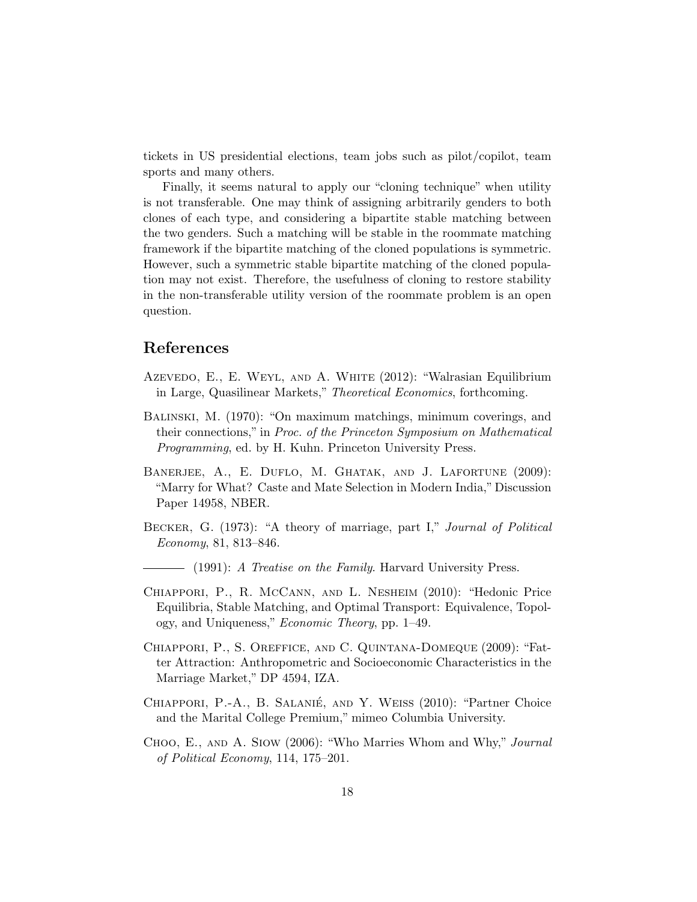tickets in US presidential elections, team jobs such as pilot/copilot, team sports and many others.

Finally, it seems natural to apply our "cloning technique" when utility is not transferable. One may think of assigning arbitrarily genders to both clones of each type, and considering a bipartite stable matching between the two genders. Such a matching will be stable in the roommate matching framework if the bipartite matching of the cloned populations is symmetric. However, such a symmetric stable bipartite matching of the cloned population may not exist. Therefore, the usefulness of cloning to restore stability in the non-transferable utility version of the roommate problem is an open question.

## References

Azevedo, E., E. Weyl, and A. White (2012): "Walrasian Equilibrium in Large, Quasilinear Markets," *Theoretical Economics*, forthcoming.

Balinski, M. (1970): "On maximum matchings, minimum coverings, and their connections," in *Proc. of the Princeton Symposium on Mathematical Programming*, ed. by H. Kuhn. Princeton University Press.

Banerjee, A., E. Duflo, M. Ghatak, and J. Lafortune (2009): "Marry for What? Caste and Mate Selection in Modern India," Discussion Paper 14958, NBER.

Becker, G. (1973): "A theory of marriage, part I," *Journal of Political Economy*, 81, 813–846.

——— (1991): *A Treatise on the Family*. Harvard University Press.

Chiappori, P., R. McCann, and L. Nesheim (2010): "Hedonic Price Equilibria, Stable Matching, and Optimal Transport: Equivalence, Topology, and Uniqueness," *Economic Theory*, pp. 1–49.

Chiappori, P., S. Oreffice, and C. Quintana-Domeque (2009): "Fatter Attraction: Anthropometric and Socioeconomic Characteristics in the Marriage Market," DP 4594, IZA.

Chiappori, P.-A., B. Salanié, and Y. Weiss (2010): "Partner Choice and the Marital College Premium," mimeo Columbia University.

Choo, E., and A. Siow (2006): "Who Marries Whom and Why," *Journal of Political Economy*, 114, 175–201.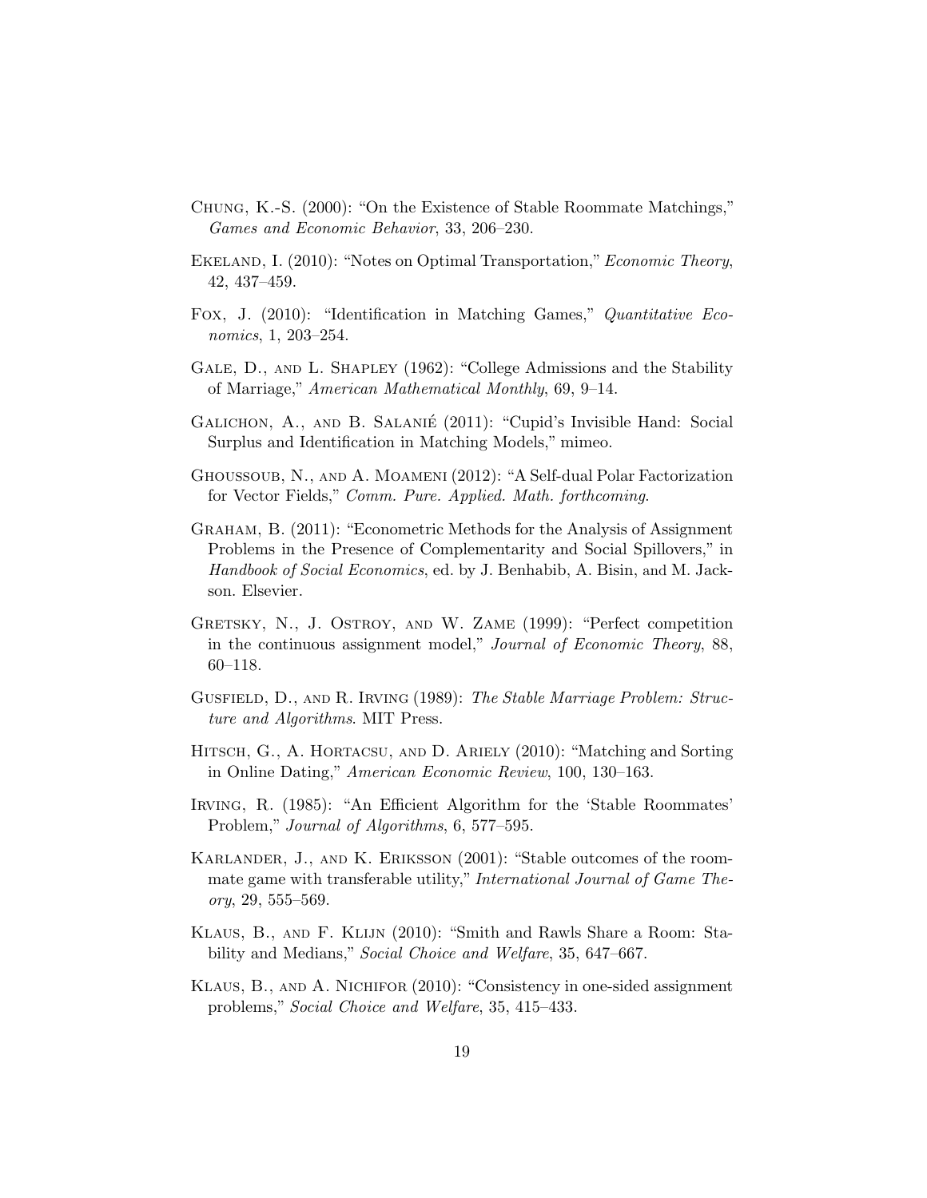Chung, K.-S. (2000): "On the Existence of Stable Roommate Matchings," *Games and Economic Behavior*, 33, 206–230.

Ekeland, I. (2010): "Notes on Optimal Transportation," *Economic Theory*, 42, 437–459.

Fox, J. (2010): "Identification in Matching Games," *Quantitative Economics*, 1, 203–254.

Gale, D., and L. Shapley (1962): "College Admissions and the Stability of Marriage," *American Mathematical Monthly*, 69, 9–14.

Galichon, A., and B. Salanié (2011): "Cupid's Invisible Hand: Social Surplus and Identification in Matching Models," mimeo.

Ghoussoub, N., and A. Moameni (2012): "A Self-dual Polar Factorization for Vector Fields," *Comm. Pure. Applied. Math. forthcoming*.

Graham, B. (2011): "Econometric Methods for the Analysis of Assignment Problems in the Presence of Complementarity and Social Spillovers," in *Handbook of Social Economics*, ed. by J. Benhabib, A. Bisin, and M. Jackson. Elsevier.

Gretsky, N., J. Ostroy, and W. Zame (1999): "Perfect competition in the continuous assignment model," *Journal of Economic Theory*, 88, 60–118.

Gusfield, D., and R. Irving (1989): *The Stable Marriage Problem: Structure and Algorithms*. MIT Press.

Hitsch, G., A. Hortacsu, and D. Ariely (2010): "Matching and Sorting in Online Dating," *American Economic Review*, 100, 130–163.

Irving, R. (1985): "An Efficient Algorithm for the 'Stable Roommates' Problem," *Journal of Algorithms*, 6, 577–595.

Karlander, J., and K. Eriksson (2001): "Stable outcomes of the roommate game with transferable utility," *International Journal of Game Theory*, 29, 555–569.

Klaus, B., and F. Klijn (2010): "Smith and Rawls Share a Room: Stability and Medians," *Social Choice and Welfare*, 35, 647–667.

Klaus, B., and A. Nichifor (2010): "Consistency in one-sided assignment problems," *Social Choice and Welfare*, 35, 415–433.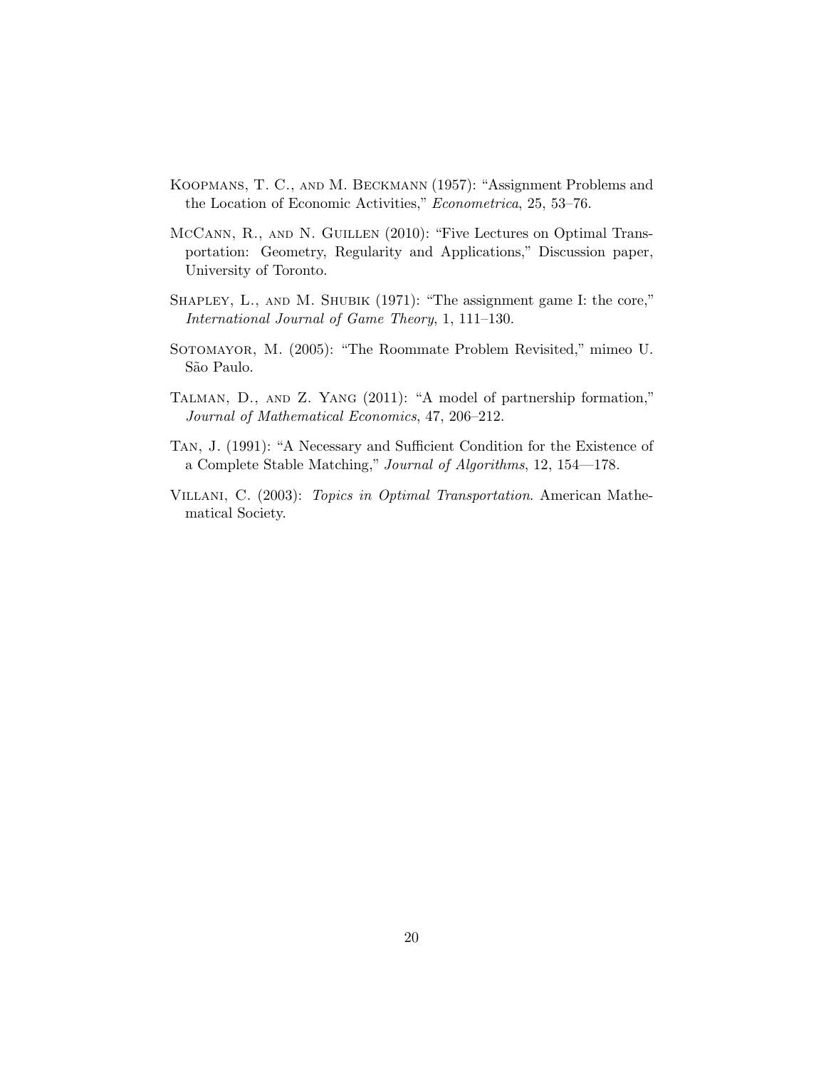Koopmans, T. C., and M. Beckmann (1957): "Assignment Problems and the Location of Economic Activities," *Econometrica*, 25, 53–76.

McCann, R., and N. Guillen (2010): "Five Lectures on Optimal Transportation: Geometry, Regularity and Applications," Discussion paper, University of Toronto.

Shapley, L., and M. Shubik (1971): "The assignment game I: the core," *International Journal of Game Theory*, 1, 111–130.

Sotomayor, M. (2005): "The Roommate Problem Revisited," mimeo U. São Paulo.

Talman, D., and Z. Yang (2011): "A model of partnership formation," *Journal of Mathematical Economics*, 47, 206–212.

Tan, J. (1991): "A Necessary and Sufficient Condition for the Existence of a Complete Stable Matching," *Journal of Algorithms*, 12, 154—178.

Villani, C. (2003): *Topics in Optimal Transportation*. American Mathematical Society.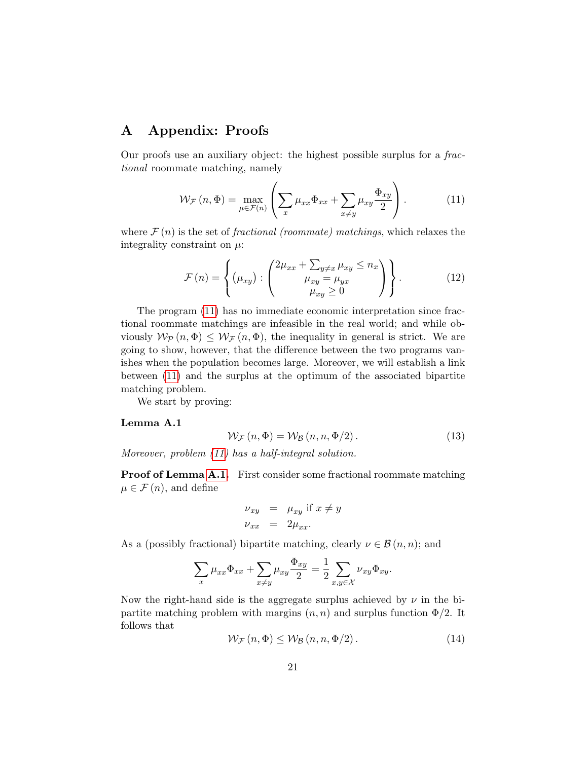# A Appendix: Proofs

Our proofs use an auxiliary object: the highest possible surplus for a *fractional* roommate matching, namely

$$\mathcal{W}_{\mathcal{F}}(n,\Phi) = \max_{\mu \in \mathcal{F}(n)} \left( \sum_x \mu_{xx}\Phi_{xx} + \sum_{x \neq y} \mu_{xy} \frac{\Phi_{xy}}{2} \right). \tag{11}$$

where $\mathcal{F}(n)$ is the set of *fractional (roommate) matchings*, which relaxes the integrality constraint on $\mu$:

$$\mathcal{F}(n) = \left\{ \left(\mu_{xy}\right) : \begin{pmatrix} 2\mu_{xx} + \sum_{y \neq x} \mu_{xy} \leq n_x \\ \mu_{xy} = \mu_{yx} \\ \mu_{xy} \geq 0 \end{pmatrix} \right\}. \tag{12}$$

The program (11) has no immediate economic interpretation since fractional roommate matchings are infeasible in the real world; and while obviously $\mathcal{W}_{\mathcal{P}}(n,\Phi) \leq \mathcal{W}_{\mathcal{F}}(n,\Phi)$, the inequality in general is strict. We are going to show, however, that the difference between the two programs vanishes when the population becomes large. Moreover, we will establish a link between (11) and the surplus at the optimum of the associated bipartite matching problem.

We start by proving:

**Lemma A.1**

$$\mathcal{W}_{\mathcal{F}}(n,\Phi) = \mathcal{W}_{\mathcal{B}}(n,n,\Phi/2). \tag{13}$$

*Moreover, problem (11) has a half-integral solution.*

**Proof of Lemma A.1.** First consider some fractional roommate matching $\mu \in \mathcal{F}(n)$, and define

$$\begin{aligned} \nu_{xy} &= \mu_{xy} \text{ if } x \neq y \\ \nu_{xx} &= 2\mu_{xx}. \end{aligned}$$

As a (possibly fractional) bipartite matching, clearly $\nu \in \mathcal{B}(n,n)$; and

$$\sum_x \mu_{xx}\Phi_{xx} + \sum_{x \neq y} \mu_{xy} \frac{\Phi_{xy}}{2} = \frac{1}{2} \sum_{x,y \in \mathcal{X}} \nu_{xy}\Phi_{xy}.$$

Now the right-hand side is the aggregate surplus achieved by $\nu$ in the bipartite matching problem with margins $(n,n)$ and surplus function $\Phi/2$. It follows that

$$\mathcal{W}_{\mathcal{F}}(n,\Phi) \leq \mathcal{W}_{\mathcal{B}}(n,n,\Phi/2). \tag{14}$$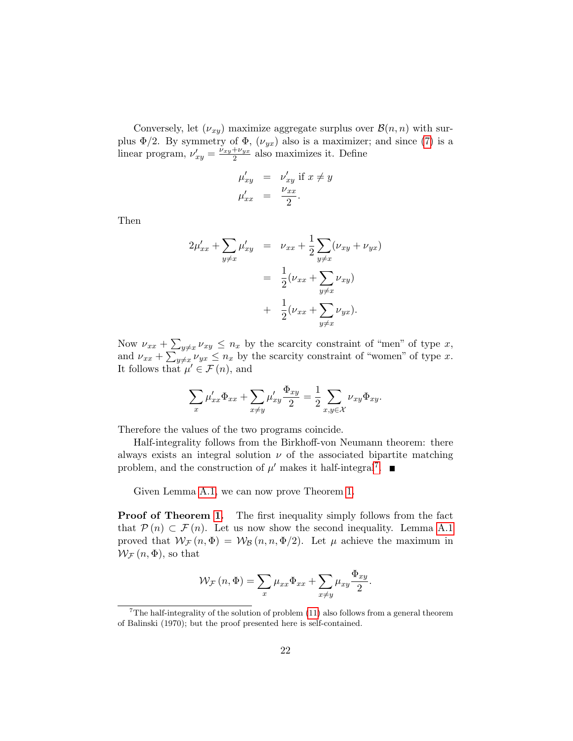Conversely, let $(\nu_{xy})$ maximize aggregate surplus over $\mathcal{B}(n,n)$ with surplus $\Phi/2$. By symmetry of $\Phi$, $(\nu_{yx})$ also is a maximizer; and since (7) is a linear program, $\nu'_{xy} = \frac{\nu_{xy}+\nu_{yx}}{2}$ also maximizes it. Define

$$
\begin{aligned}
\mu'_{xy} &= \nu'_{xy} \text{ if } x \neq y \\
\mu'_{xx} &= \frac{\nu_{xx}}{2}.
\end{aligned}
$$

Then

$$
\begin{aligned}
2\mu'_{xx} + \sum_{y \neq x} \mu'_{xy} &= \nu_{xx} + \frac{1}{2} \sum_{y \neq x} (\nu_{xy} + \nu_{yx}) \\
&= \frac{1}{2}(\nu_{xx} + \sum_{y \neq x} \nu_{xy}) \\
&+ \frac{1}{2}(\nu_{xx} + \sum_{y \neq x} \nu_{yx}).
\end{aligned}
$$

Now $\nu_{xx} + \sum_{y \neq x} \nu_{xy} \leq n_x$ by the scarcity constraint of "men" of type $x$, and $\nu_{xx} + \sum_{y \neq x} \nu_{yx} \leq n_x$ by the scarcity constraint of "women" of type $x$. It follows that $\mu' \in \mathcal{F}(n)$, and

$$
\sum_x \mu'_{xx} \Phi_{xx} + \sum_{x \neq y} \mu'_{xy} \frac{\Phi_{xy}}{2} = \frac{1}{2} \sum_{x,y \in \mathcal{X}} \nu_{xy} \Phi_{xy}.
$$

Therefore the values of the two programs coincide.

Half-integrality follows from the Birkhoff-von Neumann theorem: there always exists an integral solution $\nu$ of the associated bipartite matching problem, and the construction of $\mu'$ makes it half-integral[7]. ■

Given Lemma A.1, we can now prove Theorem 1.

**Proof of Theorem 1.** The first inequality simply follows from the fact that $\mathcal{P}(n) \subset \mathcal{F}(n)$. Let us now show the second inequality. Lemma A.1 proved that $\mathcal{W}_{\mathcal{F}}(n, \Phi) = \mathcal{W}_{\mathcal{B}}(n, n, \Phi/2)$. Let $\mu$ achieve the maximum in $\mathcal{W}_{\mathcal{F}}(n, \Phi)$, so that

$$
\mathcal{W}_{\mathcal{F}}(n, \Phi) = \sum_x \mu_{xx} \Phi_{xx} + \sum_{x \neq y} \mu_{xy} \frac{\Phi_{xy}}{2}.
$$

[7] The half-integrality of the solution of problem (11) also follows from a general theorem of Balinski (1970); but the proof presented here is self-contained.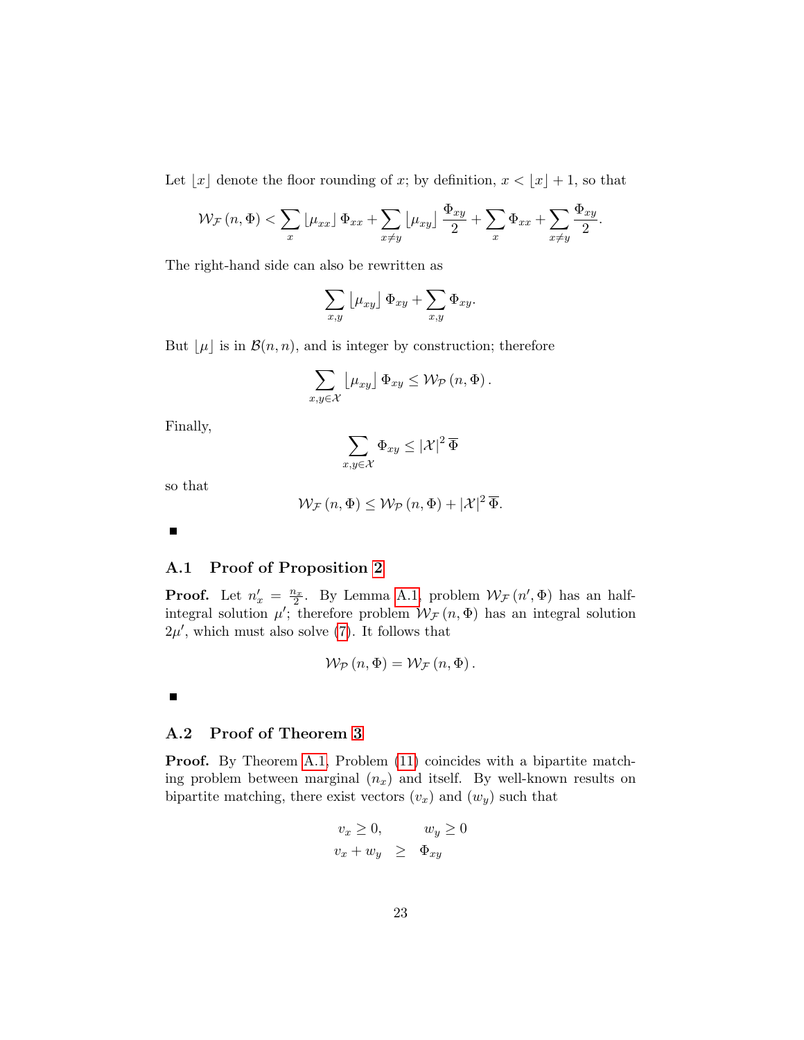Let $\lfloor x \rfloor$ denote the floor rounding of $x$; by definition, $x < \lfloor x \rfloor + 1$, so that

$$\mathcal{W}_{\mathcal{F}}(n, \Phi) < \sum_x \lfloor \mu_{xx} \rfloor \Phi_{xx} + \sum_{x \neq y} \lfloor \mu_{xy} \rfloor \frac{\Phi_{xy}}{2} + \sum_x \Phi_{xx} + \sum_{x \neq y} \frac{\Phi_{xy}}{2}.$$

The right-hand side can also be rewritten as

$$\sum_{x,y} \lfloor \mu_{xy} \rfloor \Phi_{xy} + \sum_{x,y} \Phi_{xy}.$$

But $\lfloor \mu \rfloor$ is in $\mathcal{B}(n, n)$, and is integer by construction; therefore

$$\sum_{x,y \in \mathcal{X}} \lfloor \mu_{xy} \rfloor \Phi_{xy} \leq \mathcal{W}_{\mathcal{P}}(n, \Phi).$$

Finally,

$$\sum_{x,y \in \mathcal{X}} \Phi_{xy} \leq |\mathcal{X}|^2 \, \overline{\Phi}$$

so that

$$\mathcal{W}_{\mathcal{F}}(n, \Phi) \leq \mathcal{W}_{\mathcal{P}}(n, \Phi) + |\mathcal{X}|^2 \, \overline{\Phi}.$$

■

### A.1 Proof of Proposition 2

**Proof.** Let $n'_x = \frac{n_x}{2}$. By Lemma A.1, problem $\mathcal{W}_{\mathcal{F}}(n', \Phi)$ has an half-integral solution $\mu'$; therefore problem $\mathcal{W}_{\mathcal{F}}(n, \Phi)$ has an integral solution $2\mu'$, which must also solve (7). It follows that

$$\mathcal{W}_{\mathcal{P}}(n, \Phi) = \mathcal{W}_{\mathcal{F}}(n, \Phi).$$

■

### A.2 Proof of Theorem 3

**Proof.** By Theorem A.1, Problem (11) coincides with a bipartite matching problem between marginal $(n_x)$ and itself. By well-known results on bipartite matching, there exist vectors $(v_x)$ and $(w_y)$ such that

$$\begin{aligned} v_x \geq 0, \qquad & w_y \geq 0 \\ v_x + w_y \ \ \geq & \ \ \Phi_{xy} \end{aligned}$$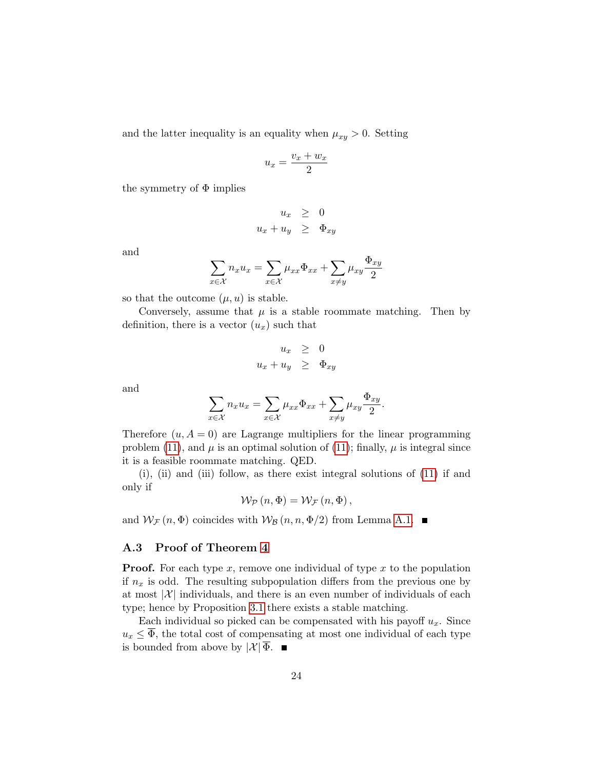and the latter inequality is an equality when $\mu_{xy} > 0$. Setting

$$u_x = \frac{v_x + w_x}{2}$$

the symmetry of $\Phi$ implies

$$\begin{aligned} u_x &\geq 0 \\ u_x + u_y &\geq \Phi_{xy} \end{aligned}$$

and

$$\sum_{x \in \mathcal{X}} n_x u_x = \sum_{x \in \mathcal{X}} \mu_{xx} \Phi_{xx} + \sum_{x \neq y} \mu_{xy} \frac{\Phi_{xy}}{2}$$

so that the outcome $(\mu, u)$ is stable.

Conversely, assume that $\mu$ is a stable roommate matching. Then by definition, there is a vector $(u_x)$ such that

$$\begin{aligned} u_x &\geq 0 \\ u_x + u_y &\geq \Phi_{xy} \end{aligned}$$

and

$$\sum_{x \in \mathcal{X}} n_x u_x = \sum_{x \in \mathcal{X}} \mu_{xx} \Phi_{xx} + \sum_{x \neq y} \mu_{xy} \frac{\Phi_{xy}}{2}.$$

Therefore $(u, A = 0)$ are Lagrange multipliers for the linear programming problem (11), and $\mu$ is an optimal solution of (11); finally, $\mu$ is integral since it is a feasible roommate matching. QED.

(i), (ii) and (iii) follow, as there exist integral solutions of (11) if and only if

$$\mathcal{W}_{\mathcal{P}}(n, \Phi) = \mathcal{W}_{\mathcal{F}}(n, \Phi),$$

and $\mathcal{W}_{\mathcal{F}}(n, \Phi)$ coincides with $\mathcal{W}_{\mathcal{B}}(n, n, \Phi/2)$ from Lemma A.1. ∎

### A.3 Proof of Theorem 4

**Proof.** For each type $x$, remove one individual of type $x$ to the population if $n_x$ is odd. The resulting subpopulation differs from the previous one by at most $|\mathcal{X}|$ individuals, and there is an even number of individuals of each type; hence by Proposition 3.1 there exists a stable matching.

Each individual so picked can be compensated with his payoff $u_x$. Since $u_x \leq \overline{\Phi}$, the total cost of compensating at most one individual of each type is bounded from above by $|\mathcal{X}| \, \overline{\Phi}$. ∎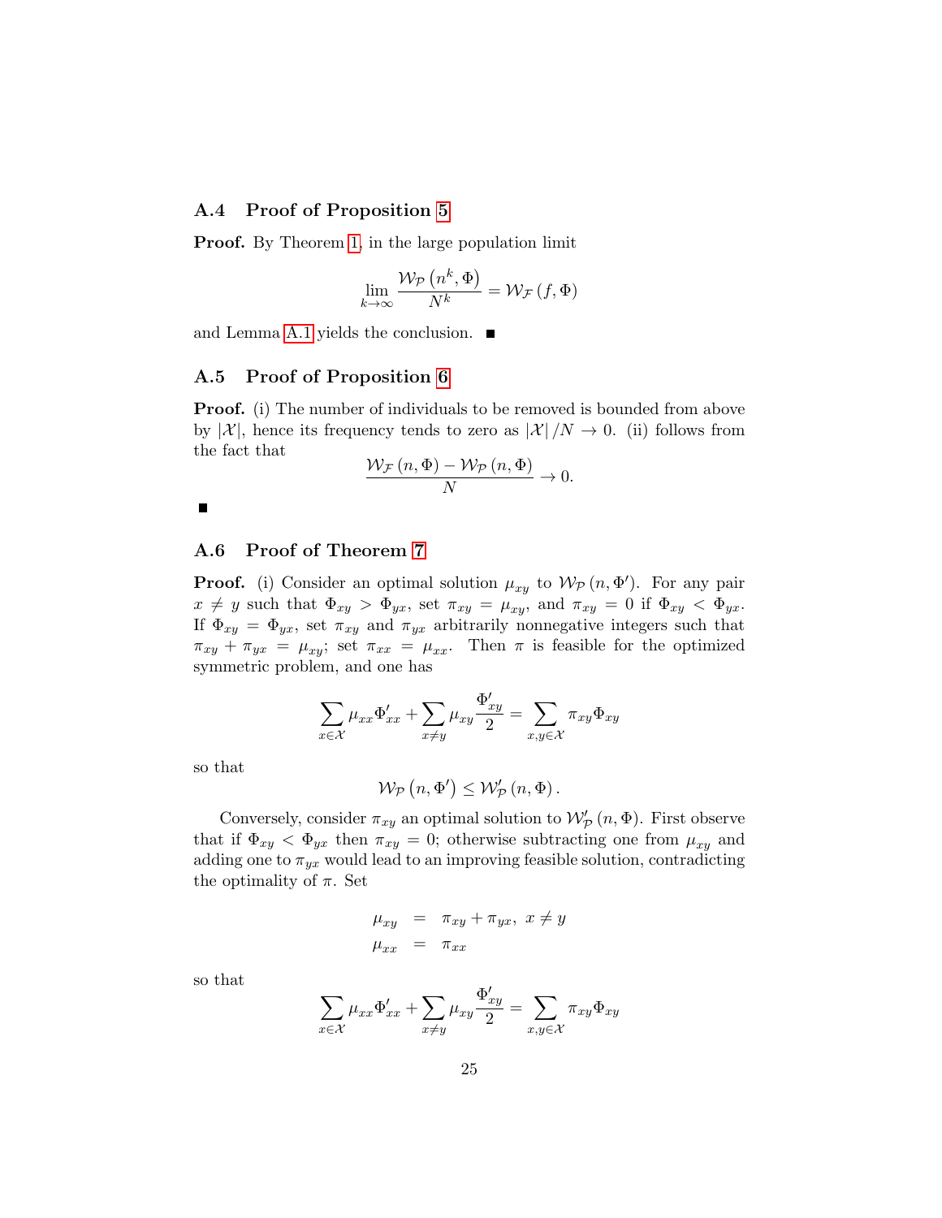### A.4 Proof of Proposition 5

**Proof.** By Theorem 1, in the large population limit

$$\lim_{k\to\infty} \frac{\mathcal{W}_{\mathcal{P}}\left(n^k, \Phi\right)}{N^k} = \mathcal{W}_{\mathcal{F}}\left(f, \Phi\right)$$

and Lemma A.1 yields the conclusion. ■

### A.5 Proof of Proposition 6

**Proof.** (i) The number of individuals to be removed is bounded from above by $|\mathcal{X}|$, hence its frequency tends to zero as $|\mathcal{X}|/N \to 0$. (ii) follows from the fact that

$$\frac{\mathcal{W}_{\mathcal{F}}\left(n, \Phi\right) - \mathcal{W}_{\mathcal{P}}\left(n, \Phi\right)}{N} \to 0.$$

■

### A.6 Proof of Theorem 7

**Proof.** (i) Consider an optimal solution $\mu_{xy}$ to $\mathcal{W}_{\mathcal{P}}\left(n, \Phi'\right)$. For any pair $x \neq y$ such that $\Phi_{xy} > \Phi_{yx}$, set $\pi_{xy} = \mu_{xy}$, and $\pi_{xy} = 0$ if $\Phi_{xy} < \Phi_{yx}$. If $\Phi_{xy} = \Phi_{yx}$, set $\pi_{xy}$ and $\pi_{yx}$ arbitrarily nonnegative integers such that $\pi_{xy} + \pi_{yx} = \mu_{xy}$; set $\pi_{xx} = \mu_{xx}$. Then $\pi$ is feasible for the optimized symmetric problem, and one has

$$\sum_{x\in\mathcal{X}} \mu_{xx}\Phi'_{xx} + \sum_{x\neq y} \mu_{xy}\frac{\Phi'_{xy}}{2} = \sum_{x,y\in\mathcal{X}} \pi_{xy}\Phi_{xy}$$

so that

$$\mathcal{W}_{\mathcal{P}}\left(n, \Phi'\right) \leq \mathcal{W}'_{\mathcal{P}}\left(n, \Phi\right).$$

Conversely, consider $\pi_{xy}$ an optimal solution to $\mathcal{W}'_{\mathcal{P}}\left(n, \Phi\right)$. First observe that if $\Phi_{xy} < \Phi_{yx}$ then $\pi_{xy} = 0$; otherwise subtracting one from $\mu_{xy}$ and adding one to $\pi_{yx}$ would lead to an improving feasible solution, contradicting the optimality of $\pi$. Set

$$\begin{aligned}
\mu_{xy} &= \pi_{xy} + \pi_{yx},\ x \neq y \\
\mu_{xx} &= \pi_{xx}
\end{aligned}$$

so that

$$\sum_{x\in\mathcal{X}} \mu_{xx}\Phi'_{xx} + \sum_{x\neq y} \mu_{xy}\frac{\Phi'_{xy}}{2} = \sum_{x,y\in\mathcal{X}} \pi_{xy}\Phi_{xy}$$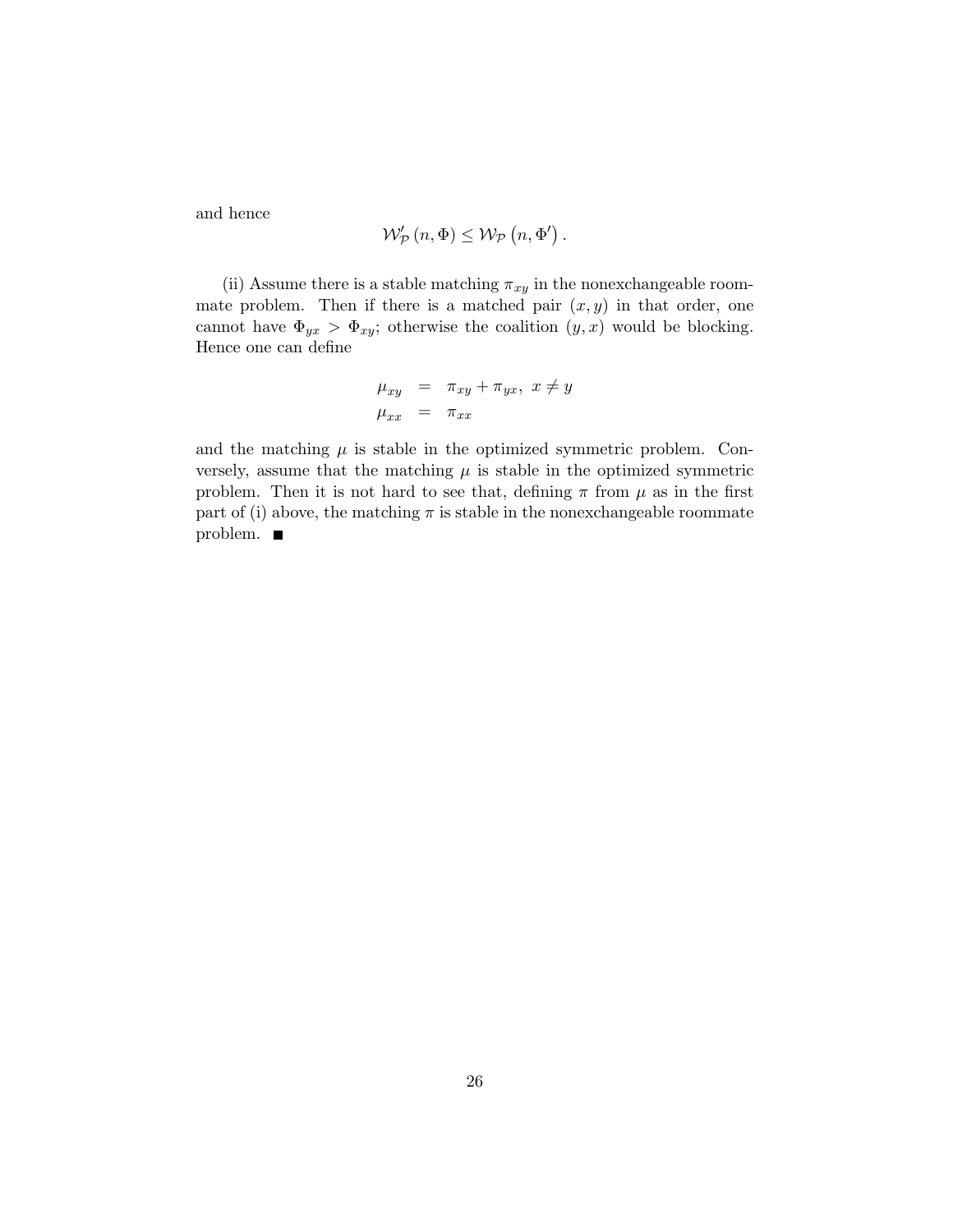and hence

$$\mathcal{W}'_{\mathcal{P}}\left(n,\Phi\right) \leq \mathcal{W}_{\mathcal{P}}\left(n,\Phi'\right).$$

(ii) Assume there is a stable matching $\pi_{xy}$ in the nonexchangeable roommate problem. Then if there is a matched pair $(x, y)$ in that order, one cannot have $\Phi_{yx} > \Phi_{xy}$; otherwise the coalition $(y, x)$ would be blocking. Hence one can define

$$\begin{aligned}
\mu_{xy} &= \pi_{xy} + \pi_{yx},\ x \neq y \\
\mu_{xx} &= \pi_{xx}
\end{aligned}$$

and the matching $\mu$ is stable in the optimized symmetric problem. Conversely, assume that the matching $\mu$ is stable in the optimized symmetric problem. Then it is not hard to see that, defining $\pi$ from $\mu$ as in the first part of (i) above, the matching $\pi$ is stable in the nonexchangeable roommate problem. ■